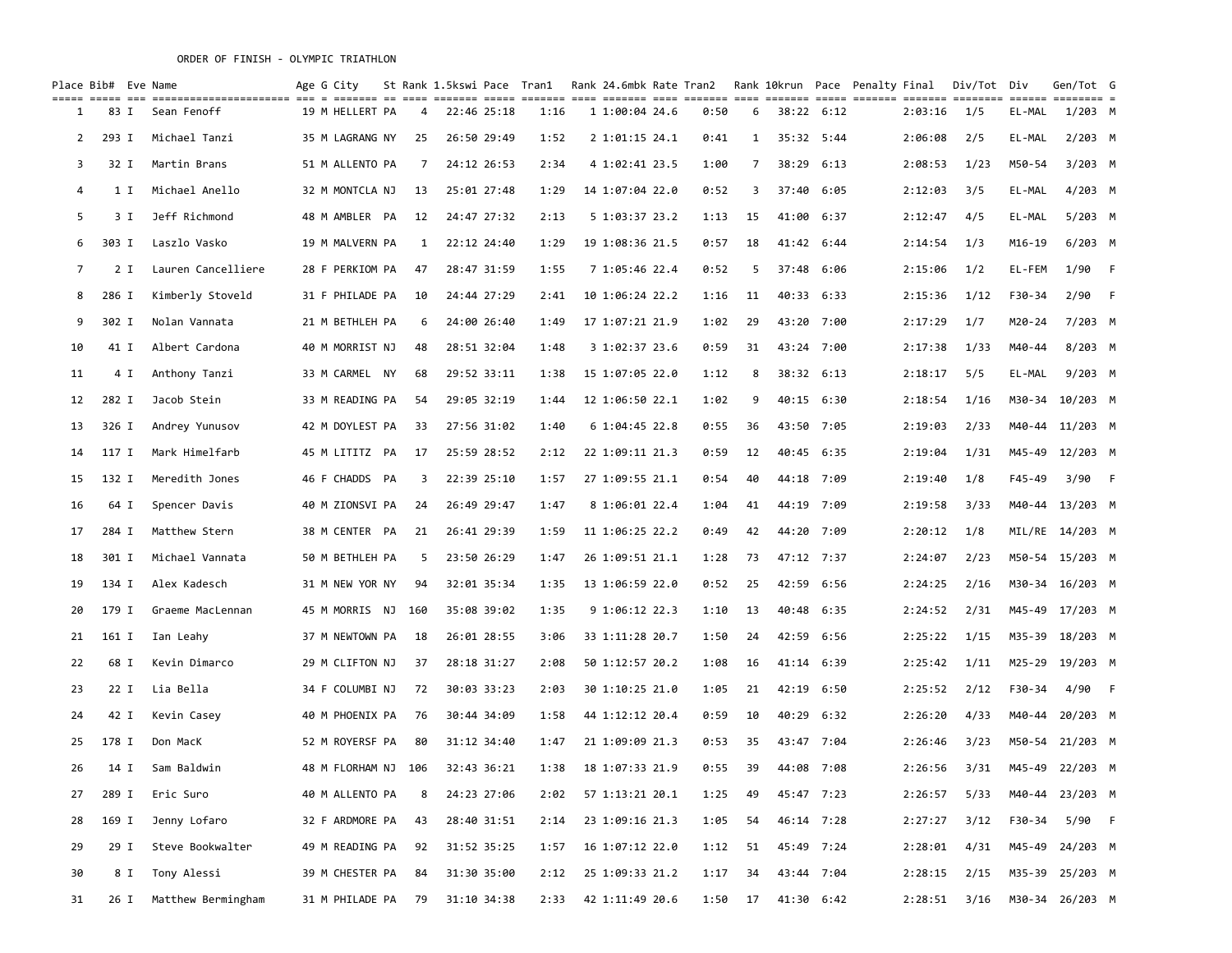ORDER OF FINISH - OLYMPIC TRIATHLON

| Place | Bib# | Eve | Name | Age | G | City | St | Rank | 1.5kswi | Pace | Tran1 | Rank | 24.6mbk | Rate | Tran2 | Rank | 10krun | Pace | Penalty | Final | Div/Tot | Div | Gen/Tot | G |
|---|---|---|---|---|---|---|---|---|---|---|---|---|---|---|---|---|---|---|---|---|---|---|---|---|
| 1 | 83 | I | Sean Fenoff | 19 | M | HELLERT | PA | 4 | 22:46 | 25:18 | 1:16 | 1 | 1:00:04 | 24.6 | 0:50 | 6 | 38:22 | 6:12 | | 2:03:16 | 1/5 | EL-MAL | 1/203 | M |
| 2 | 293 | I | Michael Tanzi | 35 | M | LAGRANG | NY | 25 | 26:50 | 29:49 | 1:52 | 2 | 1:01:15 | 24.1 | 0:41 | 1 | 35:32 | 5:44 | | 2:06:08 | 2/5 | EL-MAL | 2/203 | M |
| 3 | 32 | I | Martin Brans | 51 | M | ALLENTO | PA | 7 | 24:12 | 26:53 | 2:34 | 4 | 1:02:41 | 23.5 | 1:00 | 7 | 38:29 | 6:13 | | 2:08:53 | 1/23 | M50-54 | 3/203 | M |
| 4 | 1 | I | Michael Anello | 32 | M | MONTCLA | NJ | 13 | 25:01 | 27:48 | 1:29 | 14 | 1:07:04 | 22.0 | 0:52 | 3 | 37:40 | 6:05 | | 2:12:03 | 3/5 | EL-MAL | 4/203 | M |
| 5 | 3 | I | Jeff Richmond | 48 | M | AMBLER | PA | 12 | 24:47 | 27:32 | 2:13 | 5 | 1:03:37 | 23.2 | 1:13 | 15 | 41:00 | 6:37 | | 2:12:47 | 4/5 | EL-MAL | 5/203 | M |
| 6 | 303 | I | Laszlo Vasko | 19 | M | MALVERN | PA | 1 | 22:12 | 24:40 | 1:29 | 19 | 1:08:36 | 21.5 | 0:57 | 18 | 41:42 | 6:44 | | 2:14:54 | 1/3 | M16-19 | 6/203 | M |
| 7 | 2 | I | Lauren Cancelliere | 28 | F | PERKIOM | PA | 47 | 28:47 | 31:59 | 1:55 | 7 | 1:05:46 | 22.4 | 0:52 | 5 | 37:48 | 6:06 | | 2:15:06 | 1/2 | EL-FEM | 1/90 | F |
| 8 | 286 | I | Kimberly Stoveld | 31 | F | PHILADE | PA | 10 | 24:44 | 27:29 | 2:41 | 10 | 1:06:24 | 22.2 | 1:16 | 11 | 40:33 | 6:33 | | 2:15:36 | 1/12 | F30-34 | 2/90 | F |
| 9 | 302 | I | Nolan Vannata | 21 | M | BETHLEH | PA | 6 | 24:00 | 26:40 | 1:49 | 17 | 1:07:21 | 21.9 | 1:02 | 29 | 43:20 | 7:00 | | 2:17:29 | 1/7 | M20-24 | 7/203 | M |
| 10 | 41 | I | Albert Cardona | 40 | M | MORRIST | NJ | 48 | 28:51 | 32:04 | 1:48 | 3 | 1:02:37 | 23.6 | 0:59 | 31 | 43:24 | 7:00 | | 2:17:38 | 1/33 | M40-44 | 8/203 | M |
| 11 | 4 | I | Anthony Tanzi | 33 | M | CARMEL | NY | 68 | 29:52 | 33:11 | 1:38 | 15 | 1:07:05 | 22.0 | 1:12 | 8 | 38:32 | 6:13 | | 2:18:17 | 5/5 | EL-MAL | 9/203 | M |
| 12 | 282 | I | Jacob Stein | 33 | M | READING | PA | 54 | 29:05 | 32:19 | 1:44 | 12 | 1:06:50 | 22.1 | 1:02 | 9 | 40:15 | 6:30 | | 2:18:54 | 1/16 | M30-34 | 10/203 | M |
| 13 | 326 | I | Andrey Yunusov | 42 | M | DOYLEST | PA | 33 | 27:56 | 31:02 | 1:40 | 6 | 1:04:45 | 22.8 | 0:55 | 36 | 43:50 | 7:05 | | 2:19:03 | 2/33 | M40-44 | 11/203 | M |
| 14 | 117 | I | Mark Himelfarb | 45 | M | LITITZ | PA | 17 | 25:59 | 28:52 | 2:12 | 22 | 1:09:11 | 21.3 | 0:59 | 12 | 40:45 | 6:35 | | 2:19:04 | 1/31 | M45-49 | 12/203 | M |
| 15 | 132 | I | Meredith Jones | 46 | F | CHADDS | PA | 3 | 22:39 | 25:10 | 1:57 | 27 | 1:09:55 | 21.1 | 0:54 | 40 | 44:18 | 7:09 | | 2:19:40 | 1/8 | F45-49 | 3/90 | F |
| 16 | 64 | I | Spencer Davis | 40 | M | ZIONSVI | PA | 24 | 26:49 | 29:47 | 1:47 | 8 | 1:06:01 | 22.4 | 1:04 | 41 | 44:19 | 7:09 | | 2:19:58 | 3/33 | M40-44 | 13/203 | M |
| 17 | 284 | I | Matthew Stern | 38 | M | CENTER | PA | 21 | 26:41 | 29:39 | 1:59 | 11 | 1:06:25 | 22.2 | 0:49 | 42 | 44:20 | 7:09 | | 2:20:12 | 1/8 | MIL/RE | 14/203 | M |
| 18 | 301 | I | Michael Vannata | 50 | M | BETHLEH | PA | 5 | 23:50 | 26:29 | 1:47 | 26 | 1:09:51 | 21.1 | 1:28 | 73 | 47:12 | 7:37 | | 2:24:07 | 2/23 | M50-54 | 15/203 | M |
| 19 | 134 | I | Alex Kadesch | 31 | M | NEW YOR | NY | 94 | 32:01 | 35:34 | 1:35 | 13 | 1:06:59 | 22.0 | 0:52 | 25 | 42:59 | 6:56 | | 2:24:25 | 2/16 | M30-34 | 16/203 | M |
| 20 | 179 | I | Graeme MacLennan | 45 | M | MORRIS | NJ | 160 | 35:08 | 39:02 | 1:35 | 9 | 1:06:12 | 22.3 | 1:10 | 13 | 40:48 | 6:35 | | 2:24:52 | 2/31 | M45-49 | 17/203 | M |
| 21 | 161 | I | Ian Leahy | 37 | M | NEWTOWN | PA | 18 | 26:01 | 28:55 | 3:06 | 33 | 1:11:28 | 20.7 | 1:50 | 24 | 42:59 | 6:56 | | 2:25:22 | 1/15 | M35-39 | 18/203 | M |
| 22 | 68 | I | Kevin Dimarco | 29 | M | CLIFTON | NJ | 37 | 28:18 | 31:27 | 2:08 | 50 | 1:12:57 | 20.2 | 1:08 | 16 | 41:14 | 6:39 | | 2:25:42 | 1/11 | M25-29 | 19/203 | M |
| 23 | 22 | I | Lia Bella | 34 | F | COLUMBI | NJ | 72 | 30:03 | 33:23 | 2:03 | 30 | 1:10:25 | 21.0 | 1:05 | 21 | 42:19 | 6:50 | | 2:25:52 | 2/12 | F30-34 | 4/90 | F |
| 24 | 42 | I | Kevin Casey | 40 | M | PHOENIX | PA | 76 | 30:44 | 34:09 | 1:58 | 44 | 1:12:12 | 20.4 | 0:59 | 10 | 40:29 | 6:32 | | 2:26:20 | 4/33 | M40-44 | 20/203 | M |
| 25 | 178 | I | Don MacK | 52 | M | ROYERSF | PA | 80 | 31:12 | 34:40 | 1:47 | 21 | 1:09:09 | 21.3 | 0:53 | 35 | 43:47 | 7:04 | | 2:26:46 | 3/23 | M50-54 | 21/203 | M |
| 26 | 14 | I | Sam Baldwin | 48 | M | FLORHAM | NJ | 106 | 32:43 | 36:21 | 1:38 | 18 | 1:07:33 | 21.9 | 0:55 | 39 | 44:08 | 7:08 | | 2:26:56 | 3/31 | M45-49 | 22/203 | M |
| 27 | 289 | I | Eric Suro | 40 | M | ALLENTO | PA | 8 | 24:23 | 27:06 | 2:02 | 57 | 1:13:21 | 20.1 | 1:25 | 49 | 45:47 | 7:23 | | 2:26:57 | 5/33 | M40-44 | 23/203 | M |
| 28 | 169 | I | Jenny Lofaro | 32 | F | ARDMORE | PA | 43 | 28:40 | 31:51 | 2:14 | 23 | 1:09:16 | 21.3 | 1:05 | 54 | 46:14 | 7:28 | | 2:27:27 | 3/12 | F30-34 | 5/90 | F |
| 29 | 29 | I | Steve Bookwalter | 49 | M | READING | PA | 92 | 31:52 | 35:25 | 1:57 | 16 | 1:07:12 | 22.0 | 1:12 | 51 | 45:49 | 7:24 | | 2:28:01 | 4/31 | M45-49 | 24/203 | M |
| 30 | 8 | I | Tony Alessi | 39 | M | CHESTER | PA | 84 | 31:30 | 35:00 | 2:12 | 25 | 1:09:33 | 21.2 | 1:17 | 34 | 43:44 | 7:04 | | 2:28:15 | 2/15 | M35-39 | 25/203 | M |
| 31 | 26 | I | Matthew Bermingham | 31 | M | PHILADE | PA | 79 | 31:10 | 34:38 | 2:33 | 42 | 1:11:49 | 20.6 | 1:50 | 17 | 41:30 | 6:42 | | 2:28:51 | 3/16 | M30-34 | 26/203 | M |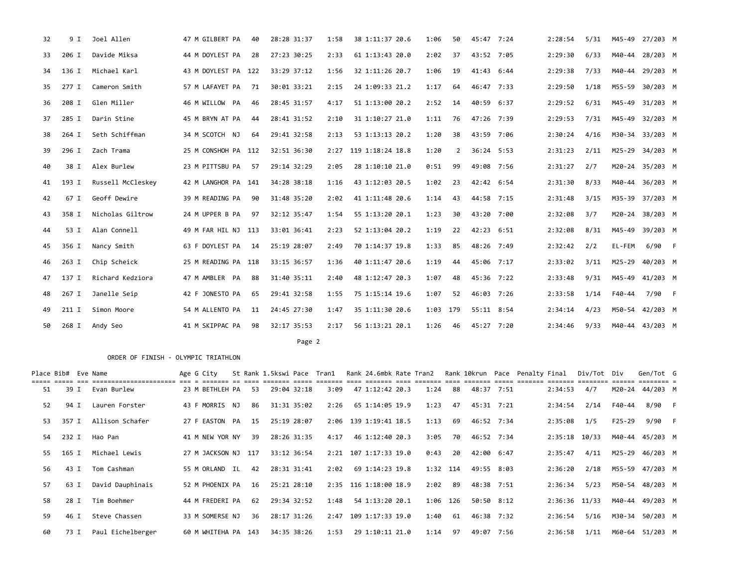| Place | Bib# | Eve | Name | Age | G | City | St | Rank | 1.5kswi | Pace | Tran1 | Rank | 24.6mbk | Rate | Tran2 | Rank | 10krun | Pace | Penalty | Final | Div/Tot | Div | Gen/Tot | G |
|---|---|---|---|---|---|---|---|---|---|---|---|---|---|---|---|---|---|---|---|---|---|---|---|---|
| 32 | 9 | I | Joel Allen | 47 | M | GILBERT | PA | 40 | 28:28 | 31:37 | 1:58 | 38 | 1:11:37 | 20.6 | 1:06 | 50 | 45:47 | 7:24 | | 2:28:54 | 5/31 | M45-49 | 27/203 | M |
| 33 | 206 | I | Davide Miksa | 44 | M | DOYLEST | PA | 28 | 27:23 | 30:25 | 2:33 | 61 | 1:13:43 | 20.0 | 2:02 | 37 | 43:52 | 7:05 | | 2:29:30 | 6/33 | M40-44 | 28/203 | M |
| 34 | 136 | I | Michael Karl | 43 | M | DOYLEST | PA | 122 | 33:29 | 37:12 | 1:56 | 32 | 1:11:26 | 20.7 | 1:06 | 19 | 41:43 | 6:44 | | 2:29:38 | 7/33 | M40-44 | 29/203 | M |
| 35 | 277 | I | Cameron Smith | 57 | M | LAFAYET | PA | 71 | 30:01 | 33:21 | 2:15 | 24 | 1:09:33 | 21.2 | 1:17 | 64 | 46:47 | 7:33 | | 2:29:50 | 1/18 | M55-59 | 30/203 | M |
| 36 | 208 | I | Glen Miller | 46 | M | WILLOW | PA | 46 | 28:45 | 31:57 | 4:17 | 51 | 1:13:00 | 20.2 | 2:52 | 14 | 40:59 | 6:37 | | 2:29:52 | 6/31 | M45-49 | 31/203 | M |
| 37 | 285 | I | Darin Stine | 45 | M | BRYN AT | PA | 44 | 28:41 | 31:52 | 2:10 | 31 | 1:10:27 | 21.0 | 1:11 | 76 | 47:26 | 7:39 | | 2:29:53 | 7/31 | M45-49 | 32/203 | M |
| 38 | 264 | I | Seth Schiffman | 34 | M | SCOTCH | NJ | 64 | 29:41 | 32:58 | 2:13 | 53 | 1:13:13 | 20.2 | 1:20 | 38 | 43:59 | 7:06 | | 2:30:24 | 4/16 | M30-34 | 33/203 | M |
| 39 | 296 | I | Zach Trama | 25 | M | CONSHOH | PA | 112 | 32:51 | 36:30 | 2:27 | 119 | 1:18:24 | 18.8 | 1:20 | 2 | 36:24 | 5:53 | | 2:31:23 | 2/11 | M25-29 | 34/203 | M |
| 40 | 38 | I | Alex Burlew | 23 | M | PITTSBU | PA | 57 | 29:14 | 32:29 | 2:05 | 28 | 1:10:10 | 21.0 | 0:51 | 99 | 49:08 | 7:56 | | 2:31:27 | 2/7 | M20-24 | 35/203 | M |
| 41 | 193 | I | Russell McCleskey | 42 | M | LANGHOR | PA | 141 | 34:28 | 38:18 | 1:16 | 43 | 1:12:03 | 20.5 | 1:02 | 23 | 42:42 | 6:54 | | 2:31:30 | 8/33 | M40-44 | 36/203 | M |
| 42 | 67 | I | Geoff Dewire | 39 | M | READING | PA | 90 | 31:48 | 35:20 | 2:02 | 41 | 1:11:48 | 20.6 | 1:14 | 43 | 44:58 | 7:15 | | 2:31:48 | 3/15 | M35-39 | 37/203 | M |
| 43 | 358 | I | Nicholas Giltrow | 24 | M | UPPER B | PA | 97 | 32:12 | 35:47 | 1:54 | 55 | 1:13:20 | 20.1 | 1:23 | 30 | 43:20 | 7:00 | | 2:32:08 | 3/7 | M20-24 | 38/203 | M |
| 44 | 53 | I | Alan Connell | 49 | M | FAR HIL | NJ | 113 | 33:01 | 36:41 | 2:23 | 52 | 1:13:04 | 20.2 | 1:19 | 22 | 42:23 | 6:51 | | 2:32:08 | 8/31 | M45-49 | 39/203 | M |
| 45 | 356 | I | Nancy Smith | 63 | F | DOYLEST | PA | 14 | 25:19 | 28:07 | 2:49 | 70 | 1:14:37 | 19.8 | 1:33 | 85 | 48:26 | 7:49 | | 2:32:42 | 2/2 | EL-FEM | 6/90 | F |
| 46 | 263 | I | Chip Scheick | 25 | M | READING | PA | 118 | 33:15 | 36:57 | 1:36 | 40 | 1:11:47 | 20.6 | 1:19 | 44 | 45:06 | 7:17 | | 2:33:02 | 3/11 | M25-29 | 40/203 | M |
| 47 | 137 | I | Richard Kedziora | 47 | M | AMBLER | PA | 88 | 31:40 | 35:11 | 2:40 | 48 | 1:12:47 | 20.3 | 1:07 | 48 | 45:36 | 7:22 | | 2:33:48 | 9/31 | M45-49 | 41/203 | M |
| 48 | 267 | I | Janelle Seip | 42 | F | JONESTO | PA | 65 | 29:41 | 32:58 | 1:55 | 75 | 1:15:14 | 19.6 | 1:07 | 52 | 46:03 | 7:26 | | 2:33:58 | 1/14 | F40-44 | 7/90 | F |
| 49 | 211 | I | Simon Moore | 54 | M | ALLENTO | PA | 11 | 24:45 | 27:30 | 1:47 | 35 | 1:11:30 | 20.6 | 1:03 | 179 | 55:11 | 8:54 | | 2:34:14 | 4/23 | M50-54 | 42/203 | M |
| 50 | 268 | I | Andy Seo | 41 | M | SKIPPAC | PA | 98 | 32:17 | 35:53 | 2:17 | 56 | 1:13:21 | 20.1 | 1:26 | 46 | 45:27 | 7:20 | | 2:34:46 | 9/33 | M40-44 | 43/203 | M |

ORDER OF FINISH - OLYMPIC TRIATHLON

| Place | Bib# | Eve | Name | Age | G | City | St | Rank | 1.5kswi | Pace | Tran1 | Rank | 24.6mbk | Rate | Tran2 | Rank | 10krun | Pace | Penalty | Final | Div/Tot | Div | Gen/Tot | G |
|---|---|---|---|---|---|---|---|---|---|---|---|---|---|---|---|---|---|---|---|---|---|---|---|---|
| 51 | 39 | I | Evan Burlew | 23 | M | BETHLEH | PA | 53 | 29:04 | 32:18 | 3:09 | 47 | 1:12:42 | 20.3 | 1:24 | 88 | 48:37 | 7:51 | | 2:34:53 | 4/7 | M20-24 | 44/203 | M |
| 52 | 94 | I | Lauren Forster | 43 | F | MORRIS | NJ | 86 | 31:31 | 35:02 | 2:26 | 65 | 1:14:05 | 19.9 | 1:23 | 47 | 45:31 | 7:21 | | 2:34:54 | 2/14 | F40-44 | 8/90 | F |
| 53 | 357 | I | Allison Schafer | 27 | F | EASTON | PA | 15 | 25:19 | 28:07 | 2:06 | 139 | 1:19:41 | 18.5 | 1:13 | 69 | 46:52 | 7:34 | | 2:35:08 | 1/5 | F25-29 | 9/90 | F |
| 54 | 232 | I | Hao Pan | 41 | M | NEW YOR | NY | 39 | 28:26 | 31:35 | 4:17 | 46 | 1:12:40 | 20.3 | 3:05 | 70 | 46:52 | 7:34 | | 2:35:18 | 10/33 | M40-44 | 45/203 | M |
| 55 | 165 | I | Michael Lewis | 27 | M | JACKSON | NJ | 117 | 33:12 | 36:54 | 2:21 | 107 | 1:17:33 | 19.0 | 0:43 | 20 | 42:00 | 6:47 | | 2:35:47 | 4/11 | M25-29 | 46/203 | M |
| 56 | 43 | I | Tom Cashman | 55 | M | ORLAND | IL | 42 | 28:31 | 31:41 | 2:02 | 69 | 1:14:23 | 19.8 | 1:32 | 114 | 49:55 | 8:03 | | 2:36:20 | 2/18 | M55-59 | 47/203 | M |
| 57 | 63 | I | David Dauphinais | 52 | M | PHOENIX | PA | 16 | 25:21 | 28:10 | 2:35 | 116 | 1:18:00 | 18.9 | 2:02 | 89 | 48:38 | 7:51 | | 2:36:34 | 5/23 | M50-54 | 48/203 | M |
| 58 | 28 | I | Tim Boehmer | 44 | M | FREDERI | PA | 62 | 29:34 | 32:52 | 1:48 | 54 | 1:13:20 | 20.1 | 1:06 | 126 | 50:50 | 8:12 | | 2:36:36 | 11/33 | M40-44 | 49/203 | M |
| 59 | 46 | I | Steve Chassen | 33 | M | SOMERSE | NJ | 36 | 28:17 | 31:26 | 2:47 | 109 | 1:17:33 | 19.0 | 1:40 | 61 | 46:38 | 7:32 | | 2:36:54 | 5/16 | M30-34 | 50/203 | M |
| 60 | 73 | I | Paul Eichelberger | 60 | M | WHITEHA | PA | 143 | 34:35 | 38:26 | 1:53 | 29 | 1:10:11 | 21.0 | 1:14 | 97 | 49:07 | 7:56 | | 2:36:58 | 1/11 | M60-64 | 51/203 | M |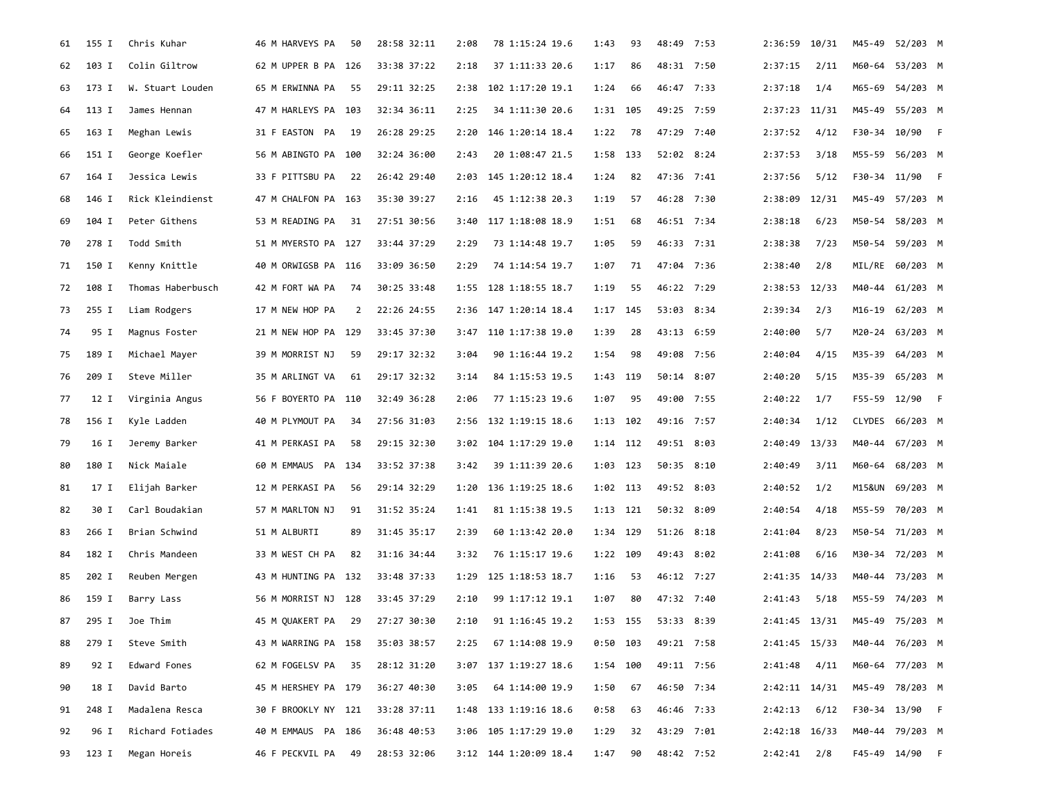| | | | | | | | | | | | | | | | | | | | | | | |
|---|---|---|---|---|---|---|---|---|---|---|---|---|---|---|---|---|---|---|---|---|---|---|
| 61 | 155 I | Chris Kuhar | 46 | M | HARVEYS PA | 50 | 28:58 | 32:11 | 2:08 | 78 | 1:15:24 | 19.6 | 1:43 | 93 | 48:49 | 7:53 | 2:36:59 | 10/31 | M45-49 | 52/203 | M |
| 62 | 103 I | Colin Giltrow | 62 | M | UPPER B PA | 126 | 33:38 | 37:22 | 2:18 | 37 | 1:11:33 | 20.6 | 1:17 | 86 | 48:31 | 7:50 | 2:37:15 | 2/11 | M60-64 | 53/203 | M |
| 63 | 173 I | W. Stuart Louden | 65 | M | ERWINNA PA | 55 | 29:11 | 32:25 | 2:38 | 102 | 1:17:20 | 19.1 | 1:24 | 66 | 46:47 | 7:33 | 2:37:18 | 1/4 | M65-69 | 54/203 | M |
| 64 | 113 I | James Hennan | 47 | M | HARLEYS PA | 103 | 32:34 | 36:11 | 2:25 | 34 | 1:11:30 | 20.6 | 1:31 | 105 | 49:25 | 7:59 | 2:37:23 | 11/31 | M45-49 | 55/203 | M |
| 65 | 163 I | Meghan Lewis | 31 | F | EASTON PA | 19 | 26:28 | 29:25 | 2:20 | 146 | 1:20:14 | 18.4 | 1:22 | 78 | 47:29 | 7:40 | 2:37:52 | 4/12 | F30-34 | 10/90 | F |
| 66 | 151 I | George Koefler | 56 | M | ABINGTO PA | 100 | 32:24 | 36:00 | 2:43 | 20 | 1:08:47 | 21.5 | 1:58 | 133 | 52:02 | 8:24 | 2:37:53 | 3/18 | M55-59 | 56/203 | M |
| 67 | 164 I | Jessica Lewis | 33 | F | PITTSBU PA | 22 | 26:42 | 29:40 | 2:03 | 145 | 1:20:12 | 18.4 | 1:24 | 82 | 47:36 | 7:41 | 2:37:56 | 5/12 | F30-34 | 11/90 | F |
| 68 | 146 I | Rick Kleindienst | 47 | M | CHALFON PA | 163 | 35:30 | 39:27 | 2:16 | 45 | 1:12:38 | 20.3 | 1:19 | 57 | 46:28 | 7:30 | 2:38:09 | 12/31 | M45-49 | 57/203 | M |
| 69 | 104 I | Peter Githens | 53 | M | READING PA | 31 | 27:51 | 30:56 | 3:40 | 117 | 1:18:08 | 18.9 | 1:51 | 68 | 46:51 | 7:34 | 2:38:18 | 6/23 | M50-54 | 58/203 | M |
| 70 | 278 I | Todd Smith | 51 | M | MYERSTO PA | 127 | 33:44 | 37:29 | 2:29 | 73 | 1:14:48 | 19.7 | 1:05 | 59 | 46:33 | 7:31 | 2:38:38 | 7/23 | M50-54 | 59/203 | M |
| 71 | 150 I | Kenny Knittle | 40 | M | ORWIGSB PA | 116 | 33:09 | 36:50 | 2:29 | 74 | 1:14:54 | 19.7 | 1:07 | 71 | 47:04 | 7:36 | 2:38:40 | 2/8 | MIL/RE | 60/203 | M |
| 72 | 108 I | Thomas Haberbusch | 42 | M | FORT WA PA | 74 | 30:25 | 33:48 | 1:55 | 128 | 1:18:55 | 18.7 | 1:19 | 55 | 46:22 | 7:29 | 2:38:53 | 12/33 | M40-44 | 61/203 | M |
| 73 | 255 I | Liam Rodgers | 17 | M | NEW HOP PA | 2 | 22:26 | 24:55 | 2:36 | 147 | 1:20:14 | 18.4 | 1:17 | 145 | 53:03 | 8:34 | 2:39:34 | 2/3 | M16-19 | 62/203 | M |
| 74 | 95 I | Magnus Foster | 21 | M | NEW HOP PA | 129 | 33:45 | 37:30 | 3:47 | 110 | 1:17:38 | 19.0 | 1:39 | 28 | 43:13 | 6:59 | 2:40:00 | 5/7 | M20-24 | 63/203 | M |
| 75 | 189 I | Michael Mayer | 39 | M | MORRIST NJ | 59 | 29:17 | 32:32 | 3:04 | 90 | 1:16:44 | 19.2 | 1:54 | 98 | 49:08 | 7:56 | 2:40:04 | 4/15 | M35-39 | 64/203 | M |
| 76 | 209 I | Steve Miller | 35 | M | ARLINGT VA | 61 | 29:17 | 32:32 | 3:14 | 84 | 1:15:53 | 19.5 | 1:43 | 119 | 50:14 | 8:07 | 2:40:20 | 5/15 | M35-39 | 65/203 | M |
| 77 | 12 I | Virginia Angus | 56 | F | BOYERTO PA | 110 | 32:49 | 36:28 | 2:06 | 77 | 1:15:23 | 19.6 | 1:07 | 95 | 49:00 | 7:55 | 2:40:22 | 1/7 | F55-59 | 12/90 | F |
| 78 | 156 I | Kyle Ladden | 40 | M | PLYMOUT PA | 34 | 27:56 | 31:03 | 2:56 | 132 | 1:19:15 | 18.6 | 1:13 | 102 | 49:16 | 7:57 | 2:40:34 | 1/12 | CLYDES | 66/203 | M |
| 79 | 16 I | Jeremy Barker | 41 | M | PERKASI PA | 58 | 29:15 | 32:30 | 3:02 | 104 | 1:17:29 | 19.0 | 1:14 | 112 | 49:51 | 8:03 | 2:40:49 | 13/33 | M40-44 | 67/203 | M |
| 80 | 180 I | Nick Maiale | 60 | M | EMMAUS PA | 134 | 33:52 | 37:38 | 3:42 | 39 | 1:11:39 | 20.6 | 1:03 | 123 | 50:35 | 8:10 | 2:40:49 | 3/11 | M60-64 | 68/203 | M |
| 81 | 17 I | Elijah Barker | 12 | M | PERKASI PA | 56 | 29:14 | 32:29 | 1:20 | 136 | 1:19:25 | 18.6 | 1:02 | 113 | 49:52 | 8:03 | 2:40:52 | 1/2 | M15&UN | 69/203 | M |
| 82 | 30 I | Carl Boudakian | 57 | M | MARLTON NJ | 91 | 31:52 | 35:24 | 1:41 | 81 | 1:15:38 | 19.5 | 1:13 | 121 | 50:32 | 8:09 | 2:40:54 | 4/18 | M55-59 | 70/203 | M |
| 83 | 266 I | Brian Schwind | 51 | M | ALBURTI | 89 | 31:45 | 35:17 | 2:39 | 60 | 1:13:42 | 20.0 | 1:34 | 129 | 51:26 | 8:18 | 2:41:04 | 8/23 | M50-54 | 71/203 | M |
| 84 | 182 I | Chris Mandeen | 33 | M | WEST CH PA | 82 | 31:16 | 34:44 | 3:32 | 76 | 1:15:17 | 19.6 | 1:22 | 109 | 49:43 | 8:02 | 2:41:08 | 6/16 | M30-34 | 72/203 | M |
| 85 | 202 I | Reuben Mergen | 43 | M | HUNTING PA | 132 | 33:48 | 37:33 | 1:29 | 125 | 1:18:53 | 18.7 | 1:16 | 53 | 46:12 | 7:27 | 2:41:35 | 14/33 | M40-44 | 73/203 | M |
| 86 | 159 I | Barry Lass | 56 | M | MORRIST NJ | 128 | 33:45 | 37:29 | 2:10 | 99 | 1:17:12 | 19.1 | 1:07 | 80 | 47:32 | 7:40 | 2:41:43 | 5/18 | M55-59 | 74/203 | M |
| 87 | 295 I | Joe Thim | 45 | M | QUAKERT PA | 29 | 27:27 | 30:30 | 2:10 | 91 | 1:16:45 | 19.2 | 1:53 | 155 | 53:33 | 8:39 | 2:41:45 | 13/31 | M45-49 | 75/203 | M |
| 88 | 279 I | Steve Smith | 43 | M | WARRING PA | 158 | 35:03 | 38:57 | 2:25 | 67 | 1:14:08 | 19.9 | 0:50 | 103 | 49:21 | 7:58 | 2:41:45 | 15/33 | M40-44 | 76/203 | M |
| 89 | 92 I | Edward Fones | 62 | M | FOGELSV PA | 35 | 28:12 | 31:20 | 3:07 | 137 | 1:19:27 | 18.6 | 1:54 | 100 | 49:11 | 7:56 | 2:41:48 | 4/11 | M60-64 | 77/203 | M |
| 90 | 18 I | David Barto | 45 | M | HERSHEY PA | 179 | 36:27 | 40:30 | 3:05 | 64 | 1:14:00 | 19.9 | 1:50 | 67 | 46:50 | 7:34 | 2:42:11 | 14/31 | M45-49 | 78/203 | M |
| 91 | 248 I | Madalena Resca | 30 | F | BROOKLY NY | 121 | 33:28 | 37:11 | 1:48 | 133 | 1:19:16 | 18.6 | 0:58 | 63 | 46:46 | 7:33 | 2:42:13 | 6/12 | F30-34 | 13/90 | F |
| 92 | 96 I | Richard Fotiades | 40 | M | EMMAUS PA | 186 | 36:48 | 40:53 | 3:06 | 105 | 1:17:29 | 19.0 | 1:29 | 32 | 43:29 | 7:01 | 2:42:18 | 16/33 | M40-44 | 79/203 | M |
| 93 | 123 I | Megan Horeis | 46 | F | PECKVIL PA | 49 | 28:53 | 32:06 | 3:12 | 144 | 1:20:09 | 18.4 | 1:47 | 90 | 48:42 | 7:52 | 2:42:41 | 2/8 | F45-49 | 14/90 | F |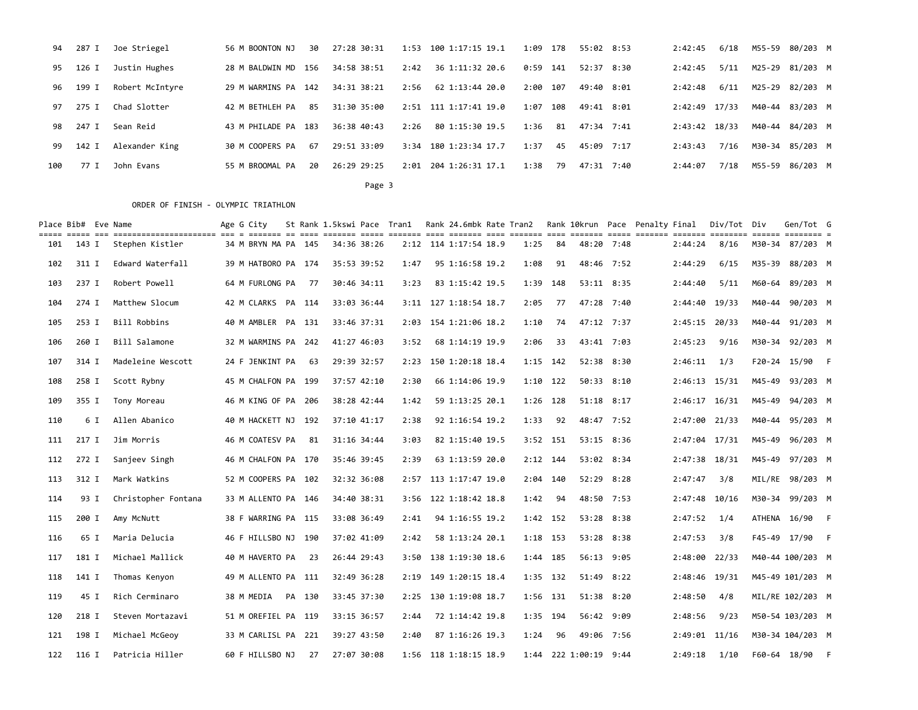| Place | Bib# | Eve | Name | Age | G | City | St | Rank | 1.5kswi | Pace | Tran1 | Rank | 24.6mbk | Rate | Tran2 | Rank | 10krun | Pace | Penalty | Final | Div/Tot | Div | Gen/Tot | G |
|---|---|---|---|---|---|---|---|---|---|---|---|---|---|---|---|---|---|---|---|---|---|---|---|---|
| 94 | 287 | I | Joe Striegel | 56 | M | BOONTON | NJ | 30 | 27:28 | 30:31 | 1:53 | 100 | 1:17:15 | 19.1 | 1:09 | 178 | 55:02 | 8:53 | | 2:42:45 | 6/18 | M55-59 | 80/203 | M |
| 95 | 126 | I | Justin Hughes | 28 | M | BALDWIN | MD | 156 | 34:58 | 38:51 | 2:42 | 36 | 1:11:32 | 20.6 | 0:59 | 141 | 52:37 | 8:30 | | 2:42:45 | 5/11 | M25-29 | 81/203 | M |
| 96 | 199 | I | Robert McIntyre | 29 | M | WARMINS | PA | 142 | 34:31 | 38:21 | 2:56 | 62 | 1:13:44 | 20.0 | 2:00 | 107 | 49:40 | 8:01 | | 2:42:48 | 6/11 | M25-29 | 82/203 | M |
| 97 | 275 | I | Chad Slotter | 42 | M | BETHLEH | PA | 85 | 31:30 | 35:00 | 2:51 | 111 | 1:17:41 | 19.0 | 1:07 | 108 | 49:41 | 8:01 | | 2:42:49 | 17/33 | M40-44 | 83/203 | M |
| 98 | 247 | I | Sean Reid | 43 | M | PHILADE | PA | 183 | 36:38 | 40:43 | 2:26 | 80 | 1:15:30 | 19.5 | 1:36 | 81 | 47:34 | 7:41 | | 2:43:42 | 18/33 | M40-44 | 84/203 | M |
| 99 | 142 | I | Alexander King | 30 | M | COOPERS | PA | 67 | 29:51 | 33:09 | 3:34 | 180 | 1:23:34 | 17.7 | 1:37 | 45 | 45:09 | 7:17 | | 2:43:43 | 7/16 | M30-34 | 85/203 | M |
| 100 | 77 | I | John Evans | 55 | M | BROOMAL | PA | 20 | 26:29 | 29:25 | 2:01 | 204 | 1:26:31 | 17.1 | 1:38 | 79 | 47:31 | 7:40 | | 2:44:07 | 7/18 | M55-59 | 86/203 | M |

ORDER OF FINISH - OLYMPIC TRIATHLON

| Place | Bib# | Eve | Name | Age | G | City | St | Rank | 1.5kswi | Pace | Tran1 | Rank | 24.6mbk | Rate | Tran2 | Rank | 10krun | Pace | Penalty | Final | Div/Tot | Div | Gen/Tot | G |
|---|---|---|---|---|---|---|---|---|---|---|---|---|---|---|---|---|---|---|---|---|---|---|---|---|
| 101 | 143 | I | Stephen Kistler | 34 | M | BRYN MA | PA | 145 | 34:36 | 38:26 | 2:12 | 114 | 1:17:54 | 18.9 | 1:25 | 84 | 48:20 | 7:48 | | 2:44:24 | 8/16 | M30-34 | 87/203 | M |
| 102 | 311 | I | Edward Waterfall | 39 | M | HATBORO | PA | 174 | 35:53 | 39:52 | 1:47 | 95 | 1:16:58 | 19.2 | 1:08 | 91 | 48:46 | 7:52 | | 2:44:29 | 6/15 | M35-39 | 88/203 | M |
| 103 | 237 | I | Robert Powell | 64 | M | FURLONG | PA | 77 | 30:46 | 34:11 | 3:23 | 83 | 1:15:42 | 19.5 | 1:39 | 148 | 53:11 | 8:35 | | 2:44:40 | 5/11 | M60-64 | 89/203 | M |
| 104 | 274 | I | Matthew Slocum | 42 | M | CLARKS | PA | 114 | 33:03 | 36:44 | 3:11 | 127 | 1:18:54 | 18.7 | 2:05 | 77 | 47:28 | 7:40 | | 2:44:40 | 19/33 | M40-44 | 90/203 | M |
| 105 | 253 | I | Bill Robbins | 40 | M | AMBLER | PA | 131 | 33:46 | 37:31 | 2:03 | 154 | 1:21:06 | 18.2 | 1:10 | 74 | 47:12 | 7:37 | | 2:45:15 | 20/33 | M40-44 | 91/203 | M |
| 106 | 260 | I | Bill Salamone | 32 | M | WARMINS | PA | 242 | 41:27 | 46:03 | 3:52 | 68 | 1:14:19 | 19.9 | 2:06 | 33 | 43:41 | 7:03 | | 2:45:23 | 9/16 | M30-34 | 92/203 | M |
| 107 | 314 | I | Madeleine Wescott | 24 | F | JENKINT | PA | 63 | 29:39 | 32:57 | 2:23 | 150 | 1:20:18 | 18.4 | 1:15 | 142 | 52:38 | 8:30 | | 2:46:11 | 1/3 | F20-24 | 15/90 | F |
| 108 | 258 | I | Scott Rybny | 45 | M | CHALFON | PA | 199 | 37:57 | 42:10 | 2:30 | 66 | 1:14:06 | 19.9 | 1:10 | 122 | 50:33 | 8:10 | | 2:46:13 | 15/31 | M45-49 | 93/203 | M |
| 109 | 355 | I | Tony Moreau | 46 | M | KING OF | PA | 206 | 38:28 | 42:44 | 1:42 | 59 | 1:13:25 | 20.1 | 1:26 | 128 | 51:18 | 8:17 | | 2:46:17 | 16/31 | M45-49 | 94/203 | M |
| 110 | 6 | I | Allen Abanico | 40 | M | HACKETT | NJ | 192 | 37:10 | 41:17 | 2:38 | 92 | 1:16:54 | 19.2 | 1:33 | 92 | 48:47 | 7:52 | | 2:47:00 | 21/33 | M40-44 | 95/203 | M |
| 111 | 217 | I | Jim Morris | 46 | M | COATESV | PA | 81 | 31:16 | 34:44 | 3:03 | 82 | 1:15:40 | 19.5 | 3:52 | 151 | 53:15 | 8:36 | | 2:47:04 | 17/31 | M45-49 | 96/203 | M |
| 112 | 272 | I | Sanjeev Singh | 46 | M | CHALFON | PA | 170 | 35:46 | 39:45 | 2:39 | 63 | 1:13:59 | 20.0 | 2:12 | 144 | 53:02 | 8:34 | | 2:47:38 | 18/31 | M45-49 | 97/203 | M |
| 113 | 312 | I | Mark Watkins | 52 | M | COOPERS | PA | 102 | 32:32 | 36:08 | 2:57 | 113 | 1:17:47 | 19.0 | 2:04 | 140 | 52:29 | 8:28 | | 2:47:47 | 3/8 | MIL/RE | 98/203 | M |
| 114 | 93 | I | Christopher Fontana | 33 | M | ALLENTO | PA | 146 | 34:40 | 38:31 | 3:56 | 122 | 1:18:42 | 18.8 | 1:42 | 94 | 48:50 | 7:53 | | 2:47:48 | 10/16 | M30-34 | 99/203 | M |
| 115 | 200 | I | Amy McNutt | 38 | F | WARRING | PA | 115 | 33:08 | 36:49 | 2:41 | 94 | 1:16:55 | 19.2 | 1:42 | 152 | 53:28 | 8:38 | | 2:47:52 | 1/4 | ATHENA | 16/90 | F |
| 116 | 65 | I | Maria Delucia | 46 | F | HILLSBO | NJ | 190 | 37:02 | 41:09 | 2:42 | 58 | 1:13:24 | 20.1 | 1:18 | 153 | 53:28 | 8:38 | | 2:47:53 | 3/8 | F45-49 | 17/90 | F |
| 117 | 181 | I | Michael Mallick | 40 | M | HAVERTO | PA | 23 | 26:44 | 29:43 | 3:50 | 138 | 1:19:30 | 18.6 | 1:44 | 185 | 56:13 | 9:05 | | 2:48:00 | 22/33 | M40-44 | 100/203 | M |
| 118 | 141 | I | Thomas Kenyon | 49 | M | ALLENTO | PA | 111 | 32:49 | 36:28 | 2:19 | 149 | 1:20:15 | 18.4 | 1:35 | 132 | 51:49 | 8:22 | | 2:48:46 | 19/31 | M45-49 | 101/203 | M |
| 119 | 45 | I | Rich Cerminaro | 38 | M | MEDIA | PA | 130 | 33:45 | 37:30 | 2:25 | 130 | 1:19:08 | 18.7 | 1:56 | 131 | 51:38 | 8:20 | | 2:48:50 | 4/8 | MIL/RE | 102/203 | M |
| 120 | 218 | I | Steven Mortazavi | 51 | M | OREFIEL | PA | 119 | 33:15 | 36:57 | 2:44 | 72 | 1:14:42 | 19.8 | 1:35 | 194 | 56:42 | 9:09 | | 2:48:56 | 9/23 | M50-54 | 103/203 | M |
| 121 | 198 | I | Michael McGeoy | 33 | M | CARLISL | PA | 221 | 39:27 | 43:50 | 2:40 | 87 | 1:16:26 | 19.3 | 1:24 | 96 | 49:06 | 7:56 | | 2:49:01 | 11/16 | M30-34 | 104/203 | M |
| 122 | 116 | I | Patricia Hiller | 60 | F | HILLSBO | NJ | 27 | 27:07 | 30:08 | 1:56 | 118 | 1:18:15 | 18.9 | 1:44 | 222 | 1:00:19 | 9:44 | | 2:49:18 | 1/10 | F60-64 | 18/90 | F |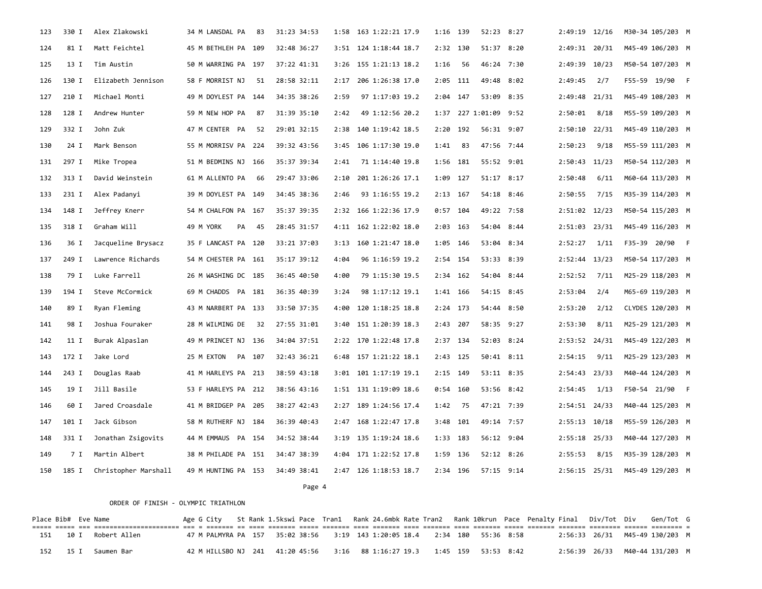| Place | Bib# | Eve | Name | Age | G | City | St | Rank | 1.5kswi | Pace | Tran1 | Rank | 24.6mbk | Rate | Tran2 | Rank | 10krun | Pace | Penalty | Final | Div/Tot | Div | Gen/Tot | G |
|---|---|---|---|---|---|---|---|---|---|---|---|---|---|---|---|---|---|---|---|---|---|---|---|---|
| 123 | 330 | I | Alex Zlakowski | 34 | M | LANSDAL | PA | 83 | 31:23 | 34:53 | 1:58 | 163 | 1:22:21 | 17.9 | 1:16 | 139 | 52:23 | 8:27 | | 2:49:19 | 12/16 | M30-34 | 105/203 | M |
| 124 | 81 | I | Matt Feichtel | 45 | M | BETHLEH | PA | 109 | 32:48 | 36:27 | 3:51 | 124 | 1:18:44 | 18.7 | 2:32 | 130 | 51:37 | 8:20 | | 2:49:31 | 20/31 | M45-49 | 106/203 | M |
| 125 | 13 | I | Tim Austin | 50 | M | WARRING | PA | 197 | 37:22 | 41:31 | 3:26 | 155 | 1:21:13 | 18.2 | 1:16 | 56 | 46:24 | 7:30 | | 2:49:39 | 10/23 | M50-54 | 107/203 | M |
| 126 | 130 | I | Elizabeth Jennison | 58 | F | MORRIST | NJ | 51 | 28:58 | 32:11 | 2:17 | 206 | 1:26:38 | 17.0 | 2:05 | 111 | 49:48 | 8:02 | | 2:49:45 | 2/7 | F55-59 | 19/90 | F |
| 127 | 210 | I | Michael Monti | 49 | M | DOYLEST | PA | 144 | 34:35 | 38:26 | 2:59 | 97 | 1:17:03 | 19.2 | 2:04 | 147 | 53:09 | 8:35 | | 2:49:48 | 21/31 | M45-49 | 108/203 | M |
| 128 | 128 | I | Andrew Hunter | 59 | M | NEW HOP | PA | 87 | 31:39 | 35:10 | 2:42 | 49 | 1:12:56 | 20.2 | 1:37 | 227 | 1:01:09 | 9:52 | | 2:50:01 | 8/18 | M55-59 | 109/203 | M |
| 129 | 332 | I | John Zuk | 47 | M | CENTER | PA | 52 | 29:01 | 32:15 | 2:38 | 140 | 1:19:42 | 18.5 | 2:20 | 192 | 56:31 | 9:07 | | 2:50:10 | 22/31 | M45-49 | 110/203 | M |
| 130 | 24 | I | Mark Benson | 55 | M | MORRISV | PA | 224 | 39:32 | 43:56 | 3:45 | 106 | 1:17:30 | 19.0 | 1:41 | 83 | 47:56 | 7:44 | | 2:50:23 | 9/18 | M55-59 | 111/203 | M |
| 131 | 297 | I | Mike Tropea | 51 | M | BEDMINS | NJ | 166 | 35:37 | 39:34 | 2:41 | 71 | 1:14:40 | 19.8 | 1:56 | 181 | 55:52 | 9:01 | | 2:50:43 | 11/23 | M50-54 | 112/203 | M |
| 132 | 313 | I | David Weinstein | 61 | M | ALLENTO | PA | 66 | 29:47 | 33:06 | 2:10 | 201 | 1:26:26 | 17.1 | 1:09 | 127 | 51:17 | 8:17 | | 2:50:48 | 6/11 | M60-64 | 113/203 | M |
| 133 | 231 | I | Alex Padanyi | 39 | M | DOYLEST | PA | 149 | 34:45 | 38:36 | 2:46 | 93 | 1:16:55 | 19.2 | 2:13 | 167 | 54:18 | 8:46 | | 2:50:55 | 7/15 | M35-39 | 114/203 | M |
| 134 | 148 | I | Jeffrey Knerr | 54 | M | CHALFON | PA | 167 | 35:37 | 39:35 | 2:32 | 166 | 1:22:36 | 17.9 | 0:57 | 104 | 49:22 | 7:58 | | 2:51:02 | 12/23 | M50-54 | 115/203 | M |
| 135 | 318 | I | Graham Will | 49 | M | YORK | PA | 45 | 28:45 | 31:57 | 4:11 | 162 | 1:22:02 | 18.0 | 2:03 | 163 | 54:04 | 8:44 | | 2:51:03 | 23/31 | M45-49 | 116/203 | M |
| 136 | 36 | I | Jacqueline Brysacz | 35 | F | LANCAST | PA | 120 | 33:21 | 37:03 | 3:13 | 160 | 1:21:47 | 18.0 | 1:05 | 146 | 53:04 | 8:34 | | 2:52:27 | 1/11 | F35-39 | 20/90 | F |
| 137 | 249 | I | Lawrence Richards | 54 | M | CHESTER | PA | 161 | 35:17 | 39:12 | 4:04 | 96 | 1:16:59 | 19.2 | 2:54 | 154 | 53:33 | 8:39 | | 2:52:44 | 13/23 | M50-54 | 117/203 | M |
| 138 | 79 | I | Luke Farrell | 26 | M | WASHING | DC | 185 | 36:45 | 40:50 | 4:00 | 79 | 1:15:30 | 19.5 | 2:34 | 162 | 54:04 | 8:44 | | 2:52:52 | 7/11 | M25-29 | 118/203 | M |
| 139 | 194 | I | Steve McCormick | 69 | M | CHADDS | PA | 181 | 36:35 | 40:39 | 3:24 | 98 | 1:17:12 | 19.1 | 1:41 | 166 | 54:15 | 8:45 | | 2:53:04 | 2/4 | M65-69 | 119/203 | M |
| 140 | 89 | I | Ryan Fleming | 43 | M | NARBERT | PA | 133 | 33:50 | 37:35 | 4:00 | 120 | 1:18:25 | 18.8 | 2:24 | 173 | 54:44 | 8:50 | | 2:53:20 | 2/12 | CLYDES | 120/203 | M |
| 141 | 98 | I | Joshua Fouraker | 28 | M | WILMING | DE | 32 | 27:55 | 31:01 | 3:40 | 151 | 1:20:39 | 18.3 | 2:43 | 207 | 58:35 | 9:27 | | 2:53:30 | 8/11 | M25-29 | 121/203 | M |
| 142 | 11 | I | Burak Alpaslan | 49 | M | PRINCET | NJ | 136 | 34:04 | 37:51 | 2:22 | 170 | 1:22:48 | 17.8 | 2:37 | 134 | 52:03 | 8:24 | | 2:53:52 | 24/31 | M45-49 | 122/203 | M |
| 143 | 172 | I | Jake Lord | 25 | M | EXTON | PA | 107 | 32:43 | 36:21 | 6:48 | 157 | 1:21:22 | 18.1 | 2:43 | 125 | 50:41 | 8:11 | | 2:54:15 | 9/11 | M25-29 | 123/203 | M |
| 144 | 243 | I | Douglas Raab | 41 | M | HARLEYS | PA | 213 | 38:59 | 43:18 | 3:01 | 101 | 1:17:19 | 19.1 | 2:15 | 149 | 53:11 | 8:35 | | 2:54:43 | 23/33 | M40-44 | 124/203 | M |
| 145 | 19 | I | Jill Basile | 53 | F | HARLEYS | PA | 212 | 38:56 | 43:16 | 1:51 | 131 | 1:19:09 | 18.6 | 0:54 | 160 | 53:56 | 8:42 | | 2:54:45 | 1/13 | F50-54 | 21/90 | F |
| 146 | 60 | I | Jared Croasdale | 41 | M | BRIDGEP | PA | 205 | 38:27 | 42:43 | 2:27 | 189 | 1:24:56 | 17.4 | 1:42 | 75 | 47:21 | 7:39 | | 2:54:51 | 24/33 | M40-44 | 125/203 | M |
| 147 | 101 | I | Jack Gibson | 58 | M | RUTHERF | NJ | 184 | 36:39 | 40:43 | 2:47 | 168 | 1:22:47 | 17.8 | 3:48 | 101 | 49:14 | 7:57 | | 2:55:13 | 10/18 | M55-59 | 126/203 | M |
| 148 | 331 | I | Jonathan Zsigovits | 44 | M | EMMAUS | PA | 154 | 34:52 | 38:44 | 3:19 | 135 | 1:19:24 | 18.6 | 1:33 | 183 | 56:12 | 9:04 | | 2:55:18 | 25/33 | M40-44 | 127/203 | M |
| 149 | 7 | I | Martin Albert | 38 | M | PHILADE | PA | 151 | 34:47 | 38:39 | 4:04 | 171 | 1:22:52 | 17.8 | 1:59 | 136 | 52:12 | 8:26 | | 2:55:53 | 8/15 | M35-39 | 128/203 | M |
| 150 | 185 | I | Christopher Marshall | 49 | M | HUNTING | PA | 153 | 34:49 | 38:41 | 2:47 | 126 | 1:18:53 | 18.7 | 2:34 | 196 | 57:15 | 9:14 | | 2:56:15 | 25/31 | M45-49 | 129/203 | M |

ORDER OF FINISH - OLYMPIC TRIATHLON

| Place | Bib# | Eve | Name | Age | G | City | St | Rank | 1.5kswi | Pace | Tran1 | Rank | 24.6mbk | Rate | Tran2 | Rank | 10krun | Pace | Penalty | Final | Div/Tot | Div | Gen/Tot | G |
|---|---|---|---|---|---|---|---|---|---|---|---|---|---|---|---|---|---|---|---|---|---|---|---|---|
| 151 | 10 | I | Robert Allen | 47 | M | PALMYRA | PA | 157 | 35:02 | 38:56 | 3:19 | 143 | 1:20:05 | 18.4 | 2:34 | 180 | 55:36 | 8:58 | | 2:56:33 | 26/31 | M45-49 | 130/203 | M |
| 152 | 15 | I | Saumen Bar | 42 | M | HILLSBO | NJ | 241 | 41:20 | 45:56 | 3:16 | 88 | 1:16:27 | 19.3 | 1:45 | 159 | 53:53 | 8:42 | | 2:56:39 | 26/33 | M40-44 | 131/203 | M |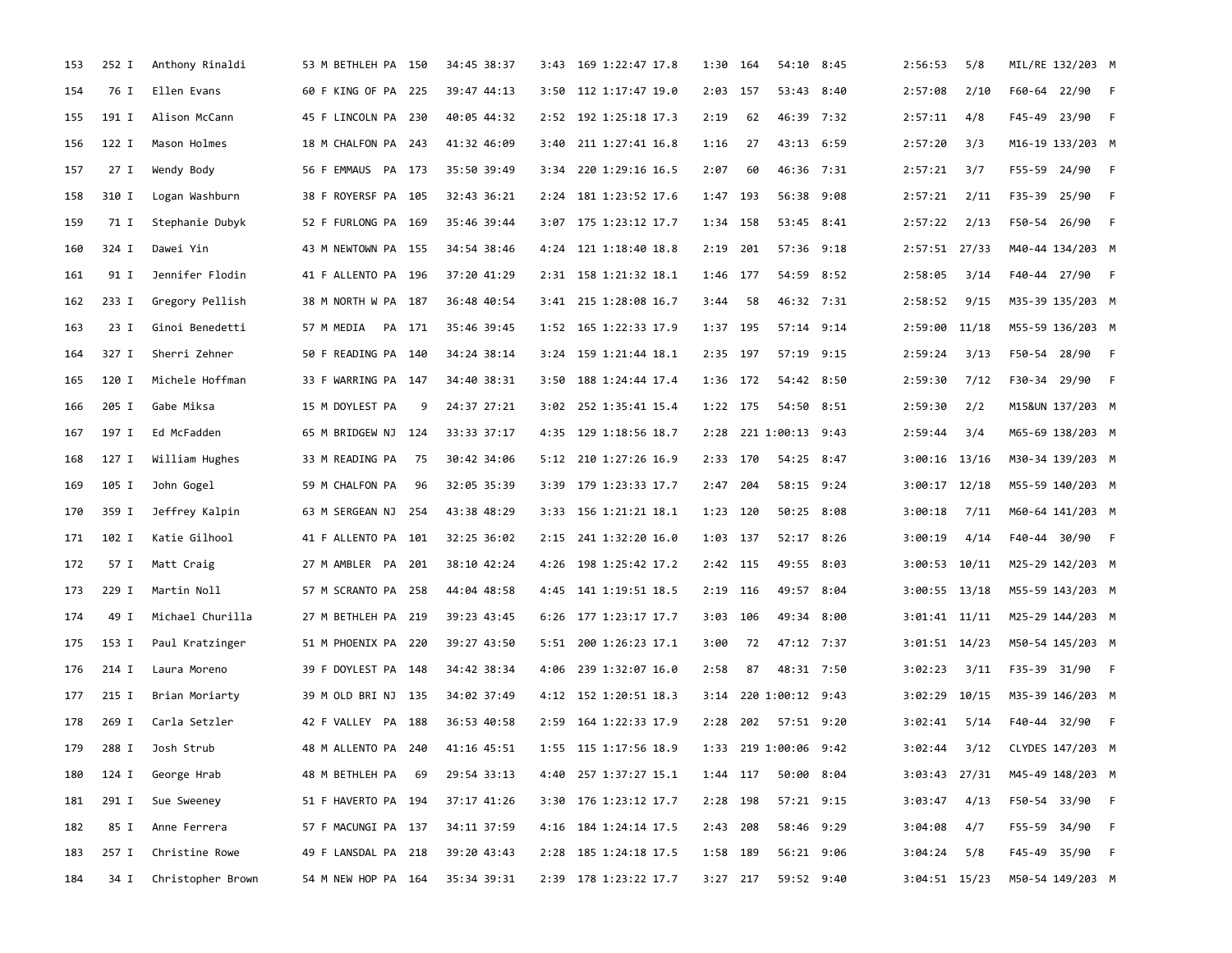| | | | | | | | | | | | | | | | | | | | |
|---|---|---|---|---|---|---|---|---|---|---|---|---|---|---|---|---|---|---|---|
| 153 | 252 I | Anthony Rinaldi | 53 M BETHLEH PA | 150 | 34:45 | 38:37 | 3:43 | 169 | 1:22:47 | 17.8 | 1:30 | 164 | 54:10 | 8:45 | 2:56:53 | 5/8 | MIL/RE | 132/203 | M |
| 154 | 76 I | Ellen Evans | 60 F KING OF PA | 225 | 39:47 | 44:13 | 3:50 | 112 | 1:17:47 | 19.0 | 2:03 | 157 | 53:43 | 8:40 | 2:57:08 | 2/10 | F60-64 | 22/90 | F |
| 155 | 191 I | Alison McCann | 45 F LINCOLN PA | 230 | 40:05 | 44:32 | 2:52 | 192 | 1:25:18 | 17.3 | 2:19 | 62 | 46:39 | 7:32 | 2:57:11 | 4/8 | F45-49 | 23/90 | F |
| 156 | 122 I | Mason Holmes | 18 M CHALFON PA | 243 | 41:32 | 46:09 | 3:40 | 211 | 1:27:41 | 16.8 | 1:16 | 27 | 43:13 | 6:59 | 2:57:20 | 3/3 | M16-19 | 133/203 | M |
| 157 | 27 I | Wendy Body | 56 F EMMAUS PA | 173 | 35:50 | 39:49 | 3:34 | 220 | 1:29:16 | 16.5 | 2:07 | 60 | 46:36 | 7:31 | 2:57:21 | 3/7 | F55-59 | 24/90 | F |
| 158 | 310 I | Logan Washburn | 38 F ROYERSF PA | 105 | 32:43 | 36:21 | 2:24 | 181 | 1:23:52 | 17.6 | 1:47 | 193 | 56:38 | 9:08 | 2:57:21 | 2/11 | F35-39 | 25/90 | F |
| 159 | 71 I | Stephanie Dubyk | 52 F FURLONG PA | 169 | 35:46 | 39:44 | 3:07 | 175 | 1:23:12 | 17.7 | 1:34 | 158 | 53:45 | 8:41 | 2:57:22 | 2/13 | F50-54 | 26/90 | F |
| 160 | 324 I | Dawei Yin | 43 M NEWTOWN PA | 155 | 34:54 | 38:46 | 4:24 | 121 | 1:18:40 | 18.8 | 2:19 | 201 | 57:36 | 9:18 | 2:57:51 | 27/33 | M40-44 | 134/203 | M |
| 161 | 91 I | Jennifer Flodin | 41 F ALLENTO PA | 196 | 37:20 | 41:29 | 2:31 | 158 | 1:21:32 | 18.1 | 1:46 | 177 | 54:59 | 8:52 | 2:58:05 | 3/14 | F40-44 | 27/90 | F |
| 162 | 233 I | Gregory Pellish | 38 M NORTH W PA | 187 | 36:48 | 40:54 | 3:41 | 215 | 1:28:08 | 16.7 | 3:44 | 58 | 46:32 | 7:31 | 2:58:52 | 9/15 | M35-39 | 135/203 | M |
| 163 | 23 I | Ginoi Benedetti | 57 M MEDIA PA | 171 | 35:46 | 39:45 | 1:52 | 165 | 1:22:33 | 17.9 | 1:37 | 195 | 57:14 | 9:14 | 2:59:00 | 11/18 | M55-59 | 136/203 | M |
| 164 | 327 I | Sherri Zehner | 50 F READING PA | 140 | 34:24 | 38:14 | 3:24 | 159 | 1:21:44 | 18.1 | 2:35 | 197 | 57:19 | 9:15 | 2:59:24 | 3/13 | F50-54 | 28/90 | F |
| 165 | 120 I | Michele Hoffman | 33 F WARRING PA | 147 | 34:40 | 38:31 | 3:50 | 188 | 1:24:44 | 17.4 | 1:36 | 172 | 54:42 | 8:50 | 2:59:30 | 7/12 | F30-34 | 29/90 | F |
| 166 | 205 I | Gabe Miksa | 15 M DOYLEST PA | 9 | 24:37 | 27:21 | 3:02 | 252 | 1:35:41 | 15.4 | 1:22 | 175 | 54:50 | 8:51 | 2:59:30 | 2/2 | M15&UN | 137/203 | M |
| 167 | 197 I | Ed McFadden | 65 M BRIDGEW NJ | 124 | 33:33 | 37:17 | 4:35 | 129 | 1:18:56 | 18.7 | 2:28 | 221 | 1:00:13 | 9:43 | 2:59:44 | 3/4 | M65-69 | 138/203 | M |
| 168 | 127 I | William Hughes | 33 M READING PA | 75 | 30:42 | 34:06 | 5:12 | 210 | 1:27:26 | 16.9 | 2:33 | 170 | 54:25 | 8:47 | 3:00:16 | 13/16 | M30-34 | 139/203 | M |
| 169 | 105 I | John Gogel | 59 M CHALFON PA | 96 | 32:05 | 35:39 | 3:39 | 179 | 1:23:33 | 17.7 | 2:47 | 204 | 58:15 | 9:24 | 3:00:17 | 12/18 | M55-59 | 140/203 | M |
| 170 | 359 I | Jeffrey Kalpin | 63 M SERGEAN NJ | 254 | 43:38 | 48:29 | 3:33 | 156 | 1:21:21 | 18.1 | 1:23 | 120 | 50:25 | 8:08 | 3:00:18 | 7/11 | M60-64 | 141/203 | M |
| 171 | 102 I | Katie Gilhool | 41 F ALLENTO PA | 101 | 32:25 | 36:02 | 2:15 | 241 | 1:32:20 | 16.0 | 1:03 | 137 | 52:17 | 8:26 | 3:00:19 | 4/14 | F40-44 | 30/90 | F |
| 172 | 57 I | Matt Craig | 27 M AMBLER PA | 201 | 38:10 | 42:24 | 4:26 | 198 | 1:25:42 | 17.2 | 2:42 | 115 | 49:55 | 8:03 | 3:00:53 | 10/11 | M25-29 | 142/203 | M |
| 173 | 229 I | Martin Noll | 57 M SCRANTO PA | 258 | 44:04 | 48:58 | 4:45 | 141 | 1:19:51 | 18.5 | 2:19 | 116 | 49:57 | 8:04 | 3:00:55 | 13/18 | M55-59 | 143/203 | M |
| 174 | 49 I | Michael Churilla | 27 M BETHLEH PA | 219 | 39:23 | 43:45 | 6:26 | 177 | 1:23:17 | 17.7 | 3:03 | 106 | 49:34 | 8:00 | 3:01:41 | 11/11 | M25-29 | 144/203 | M |
| 175 | 153 I | Paul Kratzinger | 51 M PHOENIX PA | 220 | 39:27 | 43:50 | 5:51 | 200 | 1:26:23 | 17.1 | 3:00 | 72 | 47:12 | 7:37 | 3:01:51 | 14/23 | M50-54 | 145/203 | M |
| 176 | 214 I | Laura Moreno | 39 F DOYLEST PA | 148 | 34:42 | 38:34 | 4:06 | 239 | 1:32:07 | 16.0 | 2:58 | 87 | 48:31 | 7:50 | 3:02:23 | 3/11 | F35-39 | 31/90 | F |
| 177 | 215 I | Brian Moriarty | 39 M OLD BRI NJ | 135 | 34:02 | 37:49 | 4:12 | 152 | 1:20:51 | 18.3 | 3:14 | 220 | 1:00:12 | 9:43 | 3:02:29 | 10/15 | M35-39 | 146/203 | M |
| 178 | 269 I | Carla Setzler | 42 F VALLEY PA | 188 | 36:53 | 40:58 | 2:59 | 164 | 1:22:33 | 17.9 | 2:28 | 202 | 57:51 | 9:20 | 3:02:41 | 5/14 | F40-44 | 32/90 | F |
| 179 | 288 I | Josh Strub | 48 M ALLENTO PA | 240 | 41:16 | 45:51 | 1:55 | 115 | 1:17:56 | 18.9 | 1:33 | 219 | 1:00:06 | 9:42 | 3:02:44 | 3/12 | CLYDES | 147/203 | M |
| 180 | 124 I | George Hrab | 48 M BETHLEH PA | 69 | 29:54 | 33:13 | 4:40 | 257 | 1:37:27 | 15.1 | 1:44 | 117 | 50:00 | 8:04 | 3:03:43 | 27/31 | M45-49 | 148/203 | M |
| 181 | 291 I | Sue Sweeney | 51 F HAVERTO PA | 194 | 37:17 | 41:26 | 3:30 | 176 | 1:23:12 | 17.7 | 2:28 | 198 | 57:21 | 9:15 | 3:03:47 | 4/13 | F50-54 | 33/90 | F |
| 182 | 85 I | Anne Ferrera | 57 F MACUNGI PA | 137 | 34:11 | 37:59 | 4:16 | 184 | 1:24:14 | 17.5 | 2:43 | 208 | 58:46 | 9:29 | 3:04:08 | 4/7 | F55-59 | 34/90 | F |
| 183 | 257 I | Christine Rowe | 49 F LANSDAL PA | 218 | 39:20 | 43:43 | 2:28 | 185 | 1:24:18 | 17.5 | 1:58 | 189 | 56:21 | 9:06 | 3:04:24 | 5/8 | F45-49 | 35/90 | F |
| 184 | 34 I | Christopher Brown | 54 M NEW HOP PA | 164 | 35:34 | 39:31 | 2:39 | 178 | 1:23:22 | 17.7 | 3:27 | 217 | 59:52 | 9:40 | 3:04:51 | 15/23 | M50-54 | 149/203 | M |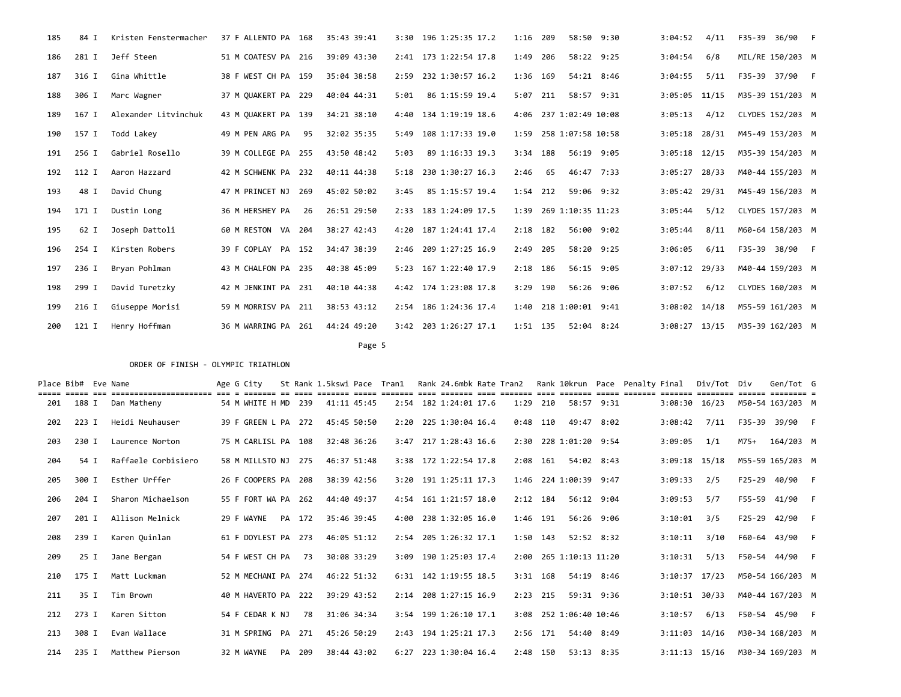| Place | Bib# | Eve | Name | Age | G | City | St | Rank | 1.5kswi | Pace | Tran1 | Rank | 24.6mbk | Rate | Tran2 | Rank | 10krun | Pace | Penalty | Final | Div/Tot | Div | Gen/Tot | G |
|---|---|---|---|---|---|---|---|---|---|---|---|---|---|---|---|---|---|---|---|---|---|---|---|---|
| 185 | 84 | I | Kristen Fenstermacher | 37 | F | ALLENTO | PA | 168 | 35:43 | 39:41 | 3:30 | 196 | 1:25:35 | 17.2 | 1:16 | 209 | 58:50 | 9:30 | | 3:04:52 | 4/11 | F35-39 | 36/90 | F |
| 186 | 281 | I | Jeff Steen | 51 | M | COATESV | PA | 216 | 39:09 | 43:30 | 2:41 | 173 | 1:22:54 | 17.8 | 1:49 | 206 | 58:22 | 9:25 | | 3:04:54 | 6/8 | MIL/RE | 150/203 | M |
| 187 | 316 | I | Gina Whittle | 38 | F | WEST CH | PA | 159 | 35:04 | 38:58 | 2:59 | 232 | 1:30:57 | 16.2 | 1:36 | 169 | 54:21 | 8:46 | | 3:04:55 | 5/11 | F35-39 | 37/90 | F |
| 188 | 306 | I | Marc Wagner | 37 | M | QUAKERT | PA | 229 | 40:04 | 44:31 | 5:01 | 86 | 1:15:59 | 19.4 | 5:07 | 211 | 58:57 | 9:31 | | 3:05:05 | 11/15 | M35-39 | 151/203 | M |
| 189 | 167 | I | Alexander Litvinchuk | 43 | M | QUAKERT | PA | 139 | 34:21 | 38:10 | 4:40 | 134 | 1:19:19 | 18.6 | 4:06 | 237 | 1:02:49 | 10:08 | | 3:05:13 | 4/12 | CLYDES | 152/203 | M |
| 190 | 157 | I | Todd Lakey | 49 | M | PEN ARG | PA | 95 | 32:02 | 35:35 | 5:49 | 108 | 1:17:33 | 19.0 | 1:59 | 258 | 1:07:58 | 10:58 | | 3:05:18 | 28/31 | M45-49 | 153/203 | M |
| 191 | 256 | I | Gabriel Rosello | 39 | M | COLLEGE | PA | 255 | 43:50 | 48:42 | 5:03 | 89 | 1:16:33 | 19.3 | 3:34 | 188 | 56:19 | 9:05 | | 3:05:18 | 12/15 | M35-39 | 154/203 | M |
| 192 | 112 | I | Aaron Hazzard | 42 | M | SCHWENK | PA | 232 | 40:11 | 44:38 | 5:18 | 230 | 1:30:27 | 16.3 | 2:46 | 65 | 46:47 | 7:33 | | 3:05:27 | 28/33 | M40-44 | 155/203 | M |
| 193 | 48 | I | David Chung | 47 | M | PRINCET | NJ | 269 | 45:02 | 50:02 | 3:45 | 85 | 1:15:57 | 19.4 | 1:54 | 212 | 59:06 | 9:32 | | 3:05:42 | 29/31 | M45-49 | 156/203 | M |
| 194 | 171 | I | Dustin Long | 36 | M | HERSHEY | PA | 26 | 26:51 | 29:50 | 2:33 | 183 | 1:24:09 | 17.5 | 1:39 | 269 | 1:10:35 | 11:23 | | 3:05:44 | 5/12 | CLYDES | 157/203 | M |
| 195 | 62 | I | Joseph Dattoli | 60 | M | RESTON | VA | 204 | 38:27 | 42:43 | 4:20 | 187 | 1:24:41 | 17.4 | 2:18 | 182 | 56:00 | 9:02 | | 3:05:44 | 8/11 | M60-64 | 158/203 | M |
| 196 | 254 | I | Kirsten Robers | 39 | F | COPLAY | PA | 152 | 34:47 | 38:39 | 2:46 | 209 | 1:27:25 | 16.9 | 2:49 | 205 | 58:20 | 9:25 | | 3:06:05 | 6/11 | F35-39 | 38/90 | F |
| 197 | 236 | I | Bryan Pohlman | 43 | M | CHALFON | PA | 235 | 40:38 | 45:09 | 5:23 | 167 | 1:22:40 | 17.9 | 2:18 | 186 | 56:15 | 9:05 | | 3:07:12 | 29/33 | M40-44 | 159/203 | M |
| 198 | 299 | I | David Turetzky | 42 | M | JENKINT | PA | 231 | 40:10 | 44:38 | 4:42 | 174 | 1:23:08 | 17.8 | 3:29 | 190 | 56:26 | 9:06 | | 3:07:52 | 6/12 | CLYDES | 160/203 | M |
| 199 | 216 | I | Giuseppe Morisi | 59 | M | MORRISV | PA | 211 | 38:53 | 43:12 | 2:54 | 186 | 1:24:36 | 17.4 | 1:40 | 218 | 1:00:01 | 9:41 | | 3:08:02 | 14/18 | M55-59 | 161/203 | M |
| 200 | 121 | I | Henry Hoffman | 36 | M | WARRING | PA | 261 | 44:24 | 49:20 | 3:42 | 203 | 1:26:27 | 17.1 | 1:51 | 135 | 52:04 | 8:24 | | 3:08:27 | 13/15 | M35-39 | 162/203 | M |
| 201 | 188 | I | Dan Matheny | 54 | M | WHITE H | MD | 239 | 41:11 | 45:45 | 2:54 | 182 | 1:24:01 | 17.6 | 1:29 | 210 | 58:57 | 9:31 | | 3:08:30 | 16/23 | M50-54 | 163/203 | M |
| 202 | 223 | I | Heidi Neuhauser | 39 | F | GREEN L | PA | 272 | 45:45 | 50:50 | 2:20 | 225 | 1:30:04 | 16.4 | 0:48 | 110 | 49:47 | 8:02 | | 3:08:42 | 7/11 | F35-39 | 39/90 | F |
| 203 | 230 | I | Laurence Norton | 75 | M | CARLISL | PA | 108 | 32:48 | 36:26 | 3:47 | 217 | 1:28:43 | 16.6 | 2:30 | 228 | 1:01:20 | 9:54 | | 3:09:05 | 1/1 | M75+ | 164/203 | M |
| 204 | 54 | I | Raffaele Corbisiero | 58 | M | MILLSTO | NJ | 275 | 46:37 | 51:48 | 3:38 | 172 | 1:22:54 | 17.8 | 2:08 | 161 | 54:02 | 8:43 | | 3:09:18 | 15/18 | M55-59 | 165/203 | M |
| 205 | 300 | I | Esther Urffer | 26 | F | COOPERS | PA | 208 | 38:39 | 42:56 | 3:20 | 191 | 1:25:11 | 17.3 | 1:46 | 224 | 1:00:39 | 9:47 | | 3:09:33 | 2/5 | F25-29 | 40/90 | F |
| 206 | 204 | I | Sharon Michaelson | 55 | F | FORT WA | PA | 262 | 44:40 | 49:37 | 4:54 | 161 | 1:21:57 | 18.0 | 2:12 | 184 | 56:12 | 9:04 | | 3:09:53 | 5/7 | F55-59 | 41/90 | F |
| 207 | 201 | I | Allison Melnick | 29 | F | WAYNE | PA | 172 | 35:46 | 39:45 | 4:00 | 238 | 1:32:05 | 16.0 | 1:46 | 191 | 56:26 | 9:06 | | 3:10:01 | 3/5 | F25-29 | 42/90 | F |
| 208 | 239 | I | Karen Quinlan | 61 | F | DOYLEST | PA | 273 | 46:05 | 51:12 | 2:54 | 205 | 1:26:32 | 17.1 | 1:50 | 143 | 52:52 | 8:32 | | 3:10:11 | 3/10 | F60-64 | 43/90 | F |
| 209 | 25 | I | Jane Bergan | 54 | F | WEST CH | PA | 73 | 30:08 | 33:29 | 3:09 | 190 | 1:25:03 | 17.4 | 2:00 | 265 | 1:10:13 | 11:20 | | 3:10:31 | 5/13 | F50-54 | 44/90 | F |
| 210 | 175 | I | Matt Luckman | 52 | M | MECHANI | PA | 274 | 46:22 | 51:32 | 6:31 | 142 | 1:19:55 | 18.5 | 3:31 | 168 | 54:19 | 8:46 | | 3:10:37 | 17/23 | M50-54 | 166/203 | M |
| 211 | 35 | I | Tim Brown | 40 | M | HAVERTO | PA | 222 | 39:29 | 43:52 | 2:14 | 208 | 1:27:15 | 16.9 | 2:23 | 215 | 59:31 | 9:36 | | 3:10:51 | 30/33 | M40-44 | 167/203 | M |
| 212 | 273 | I | Karen Sitton | 54 | F | CEDAR K | NJ | 78 | 31:06 | 34:34 | 3:54 | 199 | 1:26:10 | 17.1 | 3:08 | 252 | 1:06:40 | 10:46 | | 3:10:57 | 6/13 | F50-54 | 45/90 | F |
| 213 | 308 | I | Evan Wallace | 31 | M | SPRING | PA | 271 | 45:26 | 50:29 | 2:43 | 194 | 1:25:21 | 17.3 | 2:56 | 171 | 54:40 | 8:49 | | 3:11:03 | 14/16 | M30-34 | 168/203 | M |
| 214 | 235 | I | Matthew Pierson | 32 | M | WAYNE | PA | 209 | 38:44 | 43:02 | 6:27 | 223 | 1:30:04 | 16.4 | 2:48 | 150 | 53:13 | 8:35 | | 3:11:13 | 15/16 | M30-34 | 169/203 | M |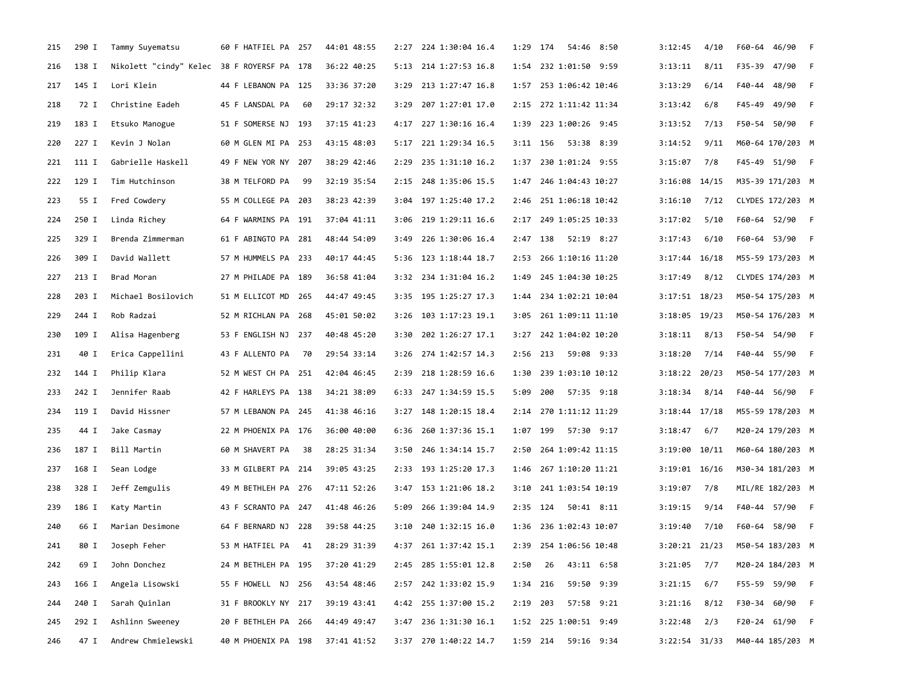| | | | | | | | | | | | | | | | | | | | | | |
|---|---|---|---|---|---|---|---|---|---|---|---|---|---|---|---|---|---|---|---|---|---|
| 215 | 290 I | Tammy Suyematsu | 60 | F | HATFIEL | PA | 257 | 44:01 | 48:55 | 2:27 | 224 | 1:30:04 | 16.4 | 1:29 | 174 | 54:46 | 8:50 | 3:12:45 | 4/10 | F60-64 | 46/90 F |
| 216 | 138 I | Nikolett "cindy" Kelec | 38 | F | ROYERSF | PA | 178 | 36:22 | 40:25 | 5:13 | 214 | 1:27:53 | 16.8 | 1:54 | 232 | 1:01:50 | 9:59 | 3:13:11 | 8/11 | F35-39 | 47/90 F |
| 217 | 145 I | Lori Klein | 44 | F | LEBANON | PA | 125 | 33:36 | 37:20 | 3:29 | 213 | 1:27:47 | 16.8 | 1:57 | 253 | 1:06:42 | 10:46 | 3:13:29 | 6/14 | F40-44 | 48/90 F |
| 218 | 72 I | Christine Eadeh | 45 | F | LANSDAL | PA | 60 | 29:17 | 32:32 | 3:29 | 207 | 1:27:01 | 17.0 | 2:15 | 272 | 1:11:42 | 11:34 | 3:13:42 | 6/8 | F45-49 | 49/90 F |
| 219 | 183 I | Etsuko Manogue | 51 | F | SOMERSE | NJ | 193 | 37:15 | 41:23 | 4:17 | 227 | 1:30:16 | 16.4 | 1:39 | 223 | 1:00:26 | 9:45 | 3:13:52 | 7/13 | F50-54 | 50/90 F |
| 220 | 227 I | Kevin J Nolan | 60 | M | GLEN MI | PA | 253 | 43:15 | 48:03 | 5:17 | 221 | 1:29:34 | 16.5 | 3:11 | 156 | 53:38 | 8:39 | 3:14:52 | 9/11 | M60-64 | 170/203 M |
| 221 | 111 I | Gabrielle Haskell | 49 | F | NEW YOR | NY | 207 | 38:29 | 42:46 | 2:29 | 235 | 1:31:10 | 16.2 | 1:37 | 230 | 1:01:24 | 9:55 | 3:15:07 | 7/8 | F45-49 | 51/90 F |
| 222 | 129 I | Tim Hutchinson | 38 | M | TELFORD | PA | 99 | 32:19 | 35:54 | 2:15 | 248 | 1:35:06 | 15.5 | 1:47 | 246 | 1:04:43 | 10:27 | 3:16:08 | 14/15 | M35-39 | 171/203 M |
| 223 | 55 I | Fred Cowdery | 55 | M | COLLEGE | PA | 203 | 38:23 | 42:39 | 3:04 | 197 | 1:25:40 | 17.2 | 2:46 | 251 | 1:06:18 | 10:42 | 3:16:10 | 7/12 | CLYDES | 172/203 M |
| 224 | 250 I | Linda Richey | 64 | F | WARMINS | PA | 191 | 37:04 | 41:11 | 3:06 | 219 | 1:29:11 | 16.6 | 2:17 | 249 | 1:05:25 | 10:33 | 3:17:02 | 5/10 | F60-64 | 52/90 F |
| 225 | 329 I | Brenda Zimmerman | 61 | F | ABINGTO | PA | 281 | 48:44 | 54:09 | 3:49 | 226 | 1:30:06 | 16.4 | 2:47 | 138 | 52:19 | 8:27 | 3:17:43 | 6/10 | F60-64 | 53/90 F |
| 226 | 309 I | David Wallett | 57 | M | HUMMELS | PA | 233 | 40:17 | 44:45 | 5:36 | 123 | 1:18:44 | 18.7 | 2:53 | 266 | 1:10:16 | 11:20 | 3:17:44 | 16/18 | M55-59 | 173/203 M |
| 227 | 213 I | Brad Moran | 27 | M | PHILADE | PA | 189 | 36:58 | 41:04 | 3:32 | 234 | 1:31:04 | 16.2 | 1:49 | 245 | 1:04:30 | 10:25 | 3:17:49 | 8/12 | CLYDES | 174/203 M |
| 228 | 203 I | Michael Bosilovich | 51 | M | ELLICOT | MD | 265 | 44:47 | 49:45 | 3:35 | 195 | 1:25:27 | 17.3 | 1:44 | 234 | 1:02:21 | 10:04 | 3:17:51 | 18/23 | M50-54 | 175/203 M |
| 229 | 244 I | Rob Radzai | 52 | M | RICHLAN | PA | 268 | 45:01 | 50:02 | 3:26 | 103 | 1:17:23 | 19.1 | 3:05 | 261 | 1:09:11 | 11:10 | 3:18:05 | 19/23 | M50-54 | 176/203 M |
| 230 | 109 I | Alisa Hagenberg | 53 | F | ENGLISH | NJ | 237 | 40:48 | 45:20 | 3:30 | 202 | 1:26:27 | 17.1 | 3:27 | 242 | 1:04:02 | 10:20 | 3:18:11 | 8/13 | F50-54 | 54/90 F |
| 231 | 40 I | Erica Cappellini | 43 | F | ALLENTO | PA | 70 | 29:54 | 33:14 | 3:26 | 274 | 1:42:57 | 14.3 | 2:56 | 213 | 59:08 | 9:33 | 3:18:20 | 7/14 | F40-44 | 55/90 F |
| 232 | 144 I | Philip Klara | 52 | M | WEST CH | PA | 251 | 42:04 | 46:45 | 2:39 | 218 | 1:28:59 | 16.6 | 1:30 | 239 | 1:03:10 | 10:12 | 3:18:22 | 20/23 | M50-54 | 177/203 M |
| 233 | 242 I | Jennifer Raab | 42 | F | HARLEYS | PA | 138 | 34:21 | 38:09 | 6:33 | 247 | 1:34:59 | 15.5 | 5:09 | 200 | 57:35 | 9:18 | 3:18:34 | 8/14 | F40-44 | 56/90 F |
| 234 | 119 I | David Hissner | 57 | M | LEBANON | PA | 245 | 41:38 | 46:16 | 3:27 | 148 | 1:20:15 | 18.4 | 2:14 | 270 | 1:11:12 | 11:29 | 3:18:44 | 17/18 | M55-59 | 178/203 M |
| 235 | 44 I | Jake Casmay | 22 | M | PHOENIX | PA | 176 | 36:00 | 40:00 | 6:36 | 260 | 1:37:36 | 15.1 | 1:07 | 199 | 57:30 | 9:17 | 3:18:47 | 6/7 | M20-24 | 179/203 M |
| 236 | 187 I | Bill Martin | 60 | M | SHAVERT | PA | 38 | 28:25 | 31:34 | 3:50 | 246 | 1:34:14 | 15.7 | 2:50 | 264 | 1:09:42 | 11:15 | 3:19:00 | 10/11 | M60-64 | 180/203 M |
| 237 | 168 I | Sean Lodge | 33 | M | GILBERT | PA | 214 | 39:05 | 43:25 | 2:33 | 193 | 1:25:20 | 17.3 | 1:46 | 267 | 1:10:20 | 11:21 | 3:19:01 | 16/16 | M30-34 | 181/203 M |
| 238 | 328 I | Jeff Zemgulis | 49 | M | BETHLEH | PA | 276 | 47:11 | 52:26 | 3:47 | 153 | 1:21:06 | 18.2 | 3:10 | 241 | 1:03:54 | 10:19 | 3:19:07 | 7/8 | MIL/RE | 182/203 M |
| 239 | 186 I | Katy Martin | 43 | F | SCRANTO | PA | 247 | 41:48 | 46:26 | 5:09 | 266 | 1:39:04 | 14.9 | 2:35 | 124 | 50:41 | 8:11 | 3:19:15 | 9/14 | F40-44 | 57/90 F |
| 240 | 66 I | Marian Desimone | 64 | F | BERNARD | NJ | 228 | 39:58 | 44:25 | 3:10 | 240 | 1:32:15 | 16.0 | 1:36 | 236 | 1:02:43 | 10:07 | 3:19:40 | 7/10 | F60-64 | 58/90 F |
| 241 | 80 I | Joseph Feher | 53 | M | HATFIEL | PA | 41 | 28:29 | 31:39 | 4:37 | 261 | 1:37:42 | 15.1 | 2:39 | 254 | 1:06:56 | 10:48 | 3:20:21 | 21/23 | M50-54 | 183/203 M |
| 242 | 69 I | John Donchez | 24 | M | BETHLEH | PA | 195 | 37:20 | 41:29 | 2:45 | 285 | 1:55:01 | 12.8 | 2:50 | 26 | 43:11 | 6:58 | 3:21:05 | 7/7 | M20-24 | 184/203 M |
| 243 | 166 I | Angela Lisowski | 55 | F | HOWELL | NJ | 256 | 43:54 | 48:46 | 2:57 | 242 | 1:33:02 | 15.9 | 1:34 | 216 | 59:50 | 9:39 | 3:21:15 | 6/7 | F55-59 | 59/90 F |
| 244 | 240 I | Sarah Quinlan | 31 | F | BROOKLY | NY | 217 | 39:19 | 43:41 | 4:42 | 255 | 1:37:00 | 15.2 | 2:19 | 203 | 57:58 | 9:21 | 3:21:16 | 8/12 | F30-34 | 60/90 F |
| 245 | 292 I | Ashlinn Sweeney | 20 | F | BETHLEH | PA | 266 | 44:49 | 49:47 | 3:47 | 236 | 1:31:30 | 16.1 | 1:52 | 225 | 1:00:51 | 9:49 | 3:22:48 | 2/3 | F20-24 | 61/90 F |
| 246 | 47 I | Andrew Chmielewski | 40 | M | PHOENIX | PA | 198 | 37:41 | 41:52 | 3:37 | 270 | 1:40:22 | 14.7 | 1:59 | 214 | 59:16 | 9:34 | 3:22:54 | 31/33 | M40-44 | 185/203 M |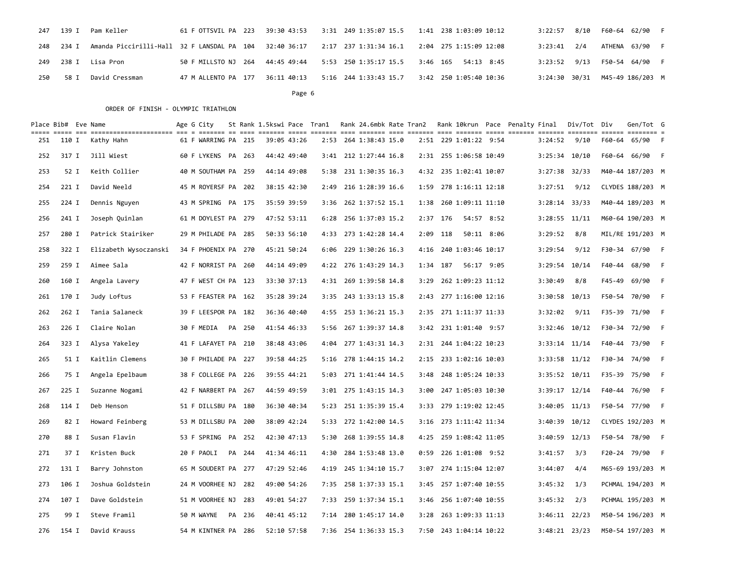| Place | Bib# | Eve | Name | Age | G | City | St | Rank | 1.5kswi | Pace | Tran1 | Rank | 24.6mbk | Rate | Tran2 | Rank | 10krun | Pace | Penalty | Final | Div/Tot | Div | Gen/Tot | G |
|---|---|---|---|---|---|---|---|---|---|---|---|---|---|---|---|---|---|---|---|---|---|---|---|---|
| 247 | 139 | I | Pam Keller | 61 | F | OTTSVIL | PA | 223 | 39:30 | 43:53 | 3:31 | 249 | 1:35:07 | 15.5 | 1:41 | 238 | 1:03:09 | 10:12 | | 3:22:57 | 8/10 | F60-64 | 62/90 | F |
| 248 | 234 | I | Amanda Piccirilli-Hall | 32 | F | LANSDAL | PA | 104 | 32:40 | 36:17 | 2:17 | 237 | 1:31:34 | 16.1 | 2:04 | 275 | 1:15:09 | 12:08 | | 3:23:41 | 2/4 | ATHENA | 63/90 | F |
| 249 | 238 | I | Lisa Pron | 50 | F | MILLSTO | NJ | 264 | 44:45 | 49:44 | 5:53 | 250 | 1:35:17 | 15.5 | 3:46 | 165 | 54:13 | 8:45 | | 3:23:52 | 9/13 | F50-54 | 64/90 | F |
| 250 | 58 | I | David Cressman | 47 | M | ALLENTO | PA | 177 | 36:11 | 40:13 | 5:16 | 244 | 1:33:43 | 15.7 | 3:42 | 250 | 1:05:40 | 10:36 | | 3:24:30 | 30/31 | M45-49 | 186/203 | M |

ORDER OF FINISH - OLYMPIC TRIATHLON

| Place | Bib# | Eve | Name | Age | G | City | St | Rank | 1.5kswi | Pace | Tran1 | Rank | 24.6mbk | Rate | Tran2 | Rank | 10krun | Pace | Penalty | Final | Div/Tot | Div | Gen/Tot | G |
|---|---|---|---|---|---|---|---|---|---|---|---|---|---|---|---|---|---|---|---|---|---|---|---|---|
| 251 | 110 | I | Kathy Hahn | 61 | F | WARRING | PA | 215 | 39:05 | 43:26 | 2:53 | 264 | 1:38:43 | 15.0 | 2:51 | 229 | 1:01:22 | 9:54 | | 3:24:52 | 9/10 | F60-64 | 65/90 | F |
| 252 | 317 | I | Jill Wiest | 60 | F | LYKENS | PA | 263 | 44:42 | 49:40 | 3:41 | 212 | 1:27:44 | 16.8 | 2:31 | 255 | 1:06:58 | 10:49 | | 3:25:34 | 10/10 | F60-64 | 66/90 | F |
| 253 | 52 | I | Keith Collier | 40 | M | SOUTHAM | PA | 259 | 44:14 | 49:08 | 5:38 | 231 | 1:30:35 | 16.3 | 4:32 | 235 | 1:02:41 | 10:07 | | 3:27:38 | 32/33 | M40-44 | 187/203 | M |
| 254 | 221 | I | David Neeld | 45 | M | ROYERSF | PA | 202 | 38:15 | 42:30 | 2:49 | 216 | 1:28:39 | 16.6 | 1:59 | 278 | 1:16:11 | 12:18 | | 3:27:51 | 9/12 | CLYDES | 188/203 | M |
| 255 | 224 | I | Dennis Nguyen | 43 | M | SPRING | PA | 175 | 35:59 | 39:59 | 3:36 | 262 | 1:37:52 | 15.1 | 1:38 | 260 | 1:09:11 | 11:10 | | 3:28:14 | 33/33 | M40-44 | 189/203 | M |
| 256 | 241 | I | Joseph Quinlan | 61 | M | DOYLEST | PA | 279 | 47:52 | 53:11 | 6:28 | 256 | 1:37:03 | 15.2 | 2:37 | 176 | 54:57 | 8:52 | | 3:28:55 | 11/11 | M60-64 | 190/203 | M |
| 257 | 280 | I | Patrick Stairiker | 29 | M | PHILADE | PA | 285 | 50:33 | 56:10 | 4:33 | 273 | 1:42:28 | 14.4 | 2:09 | 118 | 50:11 | 8:06 | | 3:29:52 | 8/8 | MIL/RE | 191/203 | M |
| 258 | 322 | I | Elizabeth Wysoczanski | 34 | F | PHOENIX | PA | 270 | 45:21 | 50:24 | 6:06 | 229 | 1:30:26 | 16.3 | 4:16 | 240 | 1:03:46 | 10:17 | | 3:29:54 | 9/12 | F30-34 | 67/90 | F |
| 259 | 259 | I | Aimee Sala | 42 | F | NORRIST | PA | 260 | 44:14 | 49:09 | 4:22 | 276 | 1:43:29 | 14.3 | 1:34 | 187 | 56:17 | 9:05 | | 3:29:54 | 10/14 | F40-44 | 68/90 | F |
| 260 | 160 | I | Angela Lavery | 47 | F | WEST CH | PA | 123 | 33:30 | 37:13 | 4:31 | 269 | 1:39:58 | 14.8 | 3:29 | 262 | 1:09:23 | 11:12 | | 3:30:49 | 8/8 | F45-49 | 69/90 | F |
| 261 | 170 | I | Judy Loftus | 53 | F | FEASTER | PA | 162 | 35:28 | 39:24 | 3:35 | 243 | 1:33:13 | 15.8 | 2:43 | 277 | 1:16:00 | 12:16 | | 3:30:58 | 10/13 | F50-54 | 70/90 | F |
| 262 | 262 | I | Tania Salaneck | 39 | F | LEESPOR | PA | 182 | 36:36 | 40:40 | 4:55 | 253 | 1:36:21 | 15.3 | 2:35 | 271 | 1:11:37 | 11:33 | | 3:32:02 | 9/11 | F35-39 | 71/90 | F |
| 263 | 226 | I | Claire Nolan | 30 | F | MEDIA | PA | 250 | 41:54 | 46:33 | 5:56 | 267 | 1:39:37 | 14.8 | 3:42 | 231 | 1:01:40 | 9:57 | | 3:32:46 | 10/12 | F30-34 | 72/90 | F |
| 264 | 323 | I | Alysa Yakeley | 41 | F | LAFAYET | PA | 210 | 38:48 | 43:06 | 4:04 | 277 | 1:43:31 | 14.3 | 2:31 | 244 | 1:04:22 | 10:23 | | 3:33:14 | 11/14 | F40-44 | 73/90 | F |
| 265 | 51 | I | Kaitlin Clemens | 30 | F | PHILADE | PA | 227 | 39:58 | 44:25 | 5:16 | 278 | 1:44:15 | 14.2 | 2:15 | 233 | 1:02:16 | 10:03 | | 3:33:58 | 11/12 | F30-34 | 74/90 | F |
| 266 | 75 | I | Angela Epelbaum | 38 | F | COLLEGE | PA | 226 | 39:55 | 44:21 | 5:03 | 271 | 1:41:44 | 14.5 | 3:48 | 248 | 1:05:24 | 10:33 | | 3:35:52 | 10/11 | F35-39 | 75/90 | F |
| 267 | 225 | I | Suzanne Nogami | 42 | F | NARBERT | PA | 267 | 44:59 | 49:59 | 3:01 | 275 | 1:43:15 | 14.3 | 3:00 | 247 | 1:05:03 | 10:30 | | 3:39:17 | 12/14 | F40-44 | 76/90 | F |
| 268 | 114 | I | Deb Henson | 51 | F | DILLSBU | PA | 180 | 36:30 | 40:34 | 5:23 | 251 | 1:35:39 | 15.4 | 3:33 | 279 | 1:19:02 | 12:45 | | 3:40:05 | 11/13 | F50-54 | 77/90 | F |
| 269 | 82 | I | Howard Feinberg | 53 | M | DILLSBU | PA | 200 | 38:09 | 42:24 | 5:33 | 272 | 1:42:00 | 14.5 | 3:16 | 273 | 1:11:42 | 11:34 | | 3:40:39 | 10/12 | CLYDES | 192/203 | M |
| 270 | 88 | I | Susan Flavin | 53 | F | SPRING | PA | 252 | 42:30 | 47:13 | 5:30 | 268 | 1:39:55 | 14.8 | 4:25 | 259 | 1:08:42 | 11:05 | | 3:40:59 | 12/13 | F50-54 | 78/90 | F |
| 271 | 37 | I | Kristen Buck | 20 | F | PAOLI | PA | 244 | 41:34 | 46:11 | 4:30 | 284 | 1:53:48 | 13.0 | 0:59 | 226 | 1:01:08 | 9:52 | | 3:41:57 | 3/3 | F20-24 | 79/90 | F |
| 272 | 131 | I | Barry Johnston | 65 | M | SOUDERT | PA | 277 | 47:29 | 52:46 | 4:19 | 245 | 1:34:10 | 15.7 | 3:07 | 274 | 1:15:04 | 12:07 | | 3:44:07 | 4/4 | M65-69 | 193/203 | M |
| 273 | 106 | I | Joshua Goldstein | 24 | M | VOORHEE | NJ | 282 | 49:00 | 54:26 | 7:35 | 258 | 1:37:33 | 15.1 | 3:45 | 257 | 1:07:40 | 10:55 | | 3:45:32 | 1/3 | PCHMAL | 194/203 | M |
| 274 | 107 | I | Dave Goldstein | 51 | M | VOORHEE | NJ | 283 | 49:01 | 54:27 | 7:33 | 259 | 1:37:34 | 15.1 | 3:46 | 256 | 1:07:40 | 10:55 | | 3:45:32 | 2/3 | PCHMAL | 195/203 | M |
| 275 | 99 | I | Steve Framil | 50 | M | WAYNE | PA | 236 | 40:41 | 45:12 | 7:14 | 280 | 1:45:17 | 14.0 | 3:28 | 263 | 1:09:33 | 11:13 | | 3:46:11 | 22/23 | M50-54 | 196/203 | M |
| 276 | 154 | I | David Krauss | 54 | M | KINTNER | PA | 286 | 52:10 | 57:58 | 7:36 | 254 | 1:36:33 | 15.3 | 7:50 | 243 | 1:04:14 | 10:22 | | 3:48:21 | 23/23 | M50-54 | 197/203 | M |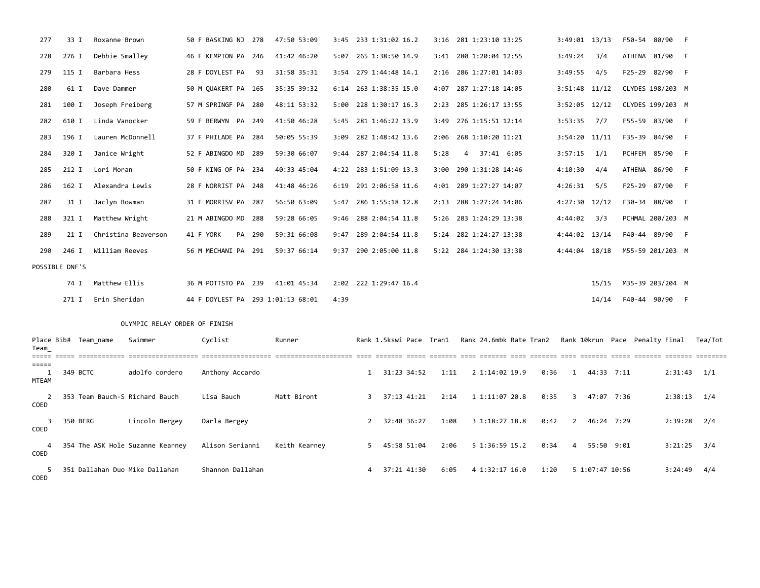| | | | | | | | | | | | | | | | | | | | |
|---|---|---|---|---|---|---|---|---|---|---|---|---|---|---|---|---|---|---|---|
| 277 | 33 I | Roxanne Brown | 50 | F | BASKING NJ | 278 | 47:50 | 53:09 | 3:45 | 233 | 1:31:02 | 16.2 | 3:16 | 281 | 1:23:10 | 13:25 | 3:49:01 | 13/13 | F50-54 | 80/90 F |
| 278 | 276 I | Debbie Smalley | 46 | F | KEMPTON PA | 246 | 41:42 | 46:20 | 5:07 | 265 | 1:38:50 | 14.9 | 3:41 | 280 | 1:20:04 | 12:55 | 3:49:24 | 3/4 | ATHENA | 81/90 F |
| 279 | 115 I | Barbara Hess | 28 | F | DOYLEST PA | 93 | 31:58 | 35:31 | 3:54 | 279 | 1:44:48 | 14.1 | 2:16 | 286 | 1:27:01 | 14:03 | 3:49:55 | 4/5 | F25-29 | 82/90 F |
| 280 | 61 I | Dave Dammer | 50 | M | QUAKERT PA | 165 | 35:35 | 39:32 | 6:14 | 263 | 1:38:35 | 15.0 | 4:07 | 287 | 1:27:18 | 14:05 | 3:51:48 | 11/12 | CLYDES | 198/203 M |
| 281 | 100 I | Joseph Freiberg | 57 | M | SPRINGF PA | 280 | 48:11 | 53:32 | 5:00 | 228 | 1:30:17 | 16.3 | 2:23 | 285 | 1:26:17 | 13:55 | 3:52:05 | 12/12 | CLYDES | 199/203 M |
| 282 | 610 I | Linda Vanocker | 59 | F | BERWYN PA | 249 | 41:50 | 46:28 | 5:45 | 281 | 1:46:22 | 13.9 | 3:49 | 276 | 1:15:51 | 12:14 | 3:53:35 | 7/7 | F55-59 | 83/90 F |
| 283 | 196 I | Lauren McDonnell | 37 | F | PHILADE PA | 284 | 50:05 | 55:39 | 3:09 | 282 | 1:48:42 | 13.6 | 2:06 | 268 | 1:10:20 | 11:21 | 3:54:20 | 11/11 | F35-39 | 84/90 F |
| 284 | 320 I | Janice Wright | 52 | F | ABINGDO MD | 289 | 59:30 | 66:07 | 9:44 | 287 | 2:04:54 | 11.8 | 5:28 | 4 | 37:41 | 6:05 | 3:57:15 | 1/1 | PCHFEM | 85/90 F |
| 285 | 212 I | Lori Moran | 50 | F | KING OF PA | 234 | 40:33 | 45:04 | 4:22 | 283 | 1:51:09 | 13.3 | 3:00 | 290 | 1:31:28 | 14:46 | 4:10:30 | 4/4 | ATHENA | 86/90 F |
| 286 | 162 I | Alexandra Lewis | 28 | F | NORRIST PA | 248 | 41:48 | 46:26 | 6:19 | 291 | 2:06:58 | 11.6 | 4:01 | 289 | 1:27:27 | 14:07 | 4:26:31 | 5/5 | F25-29 | 87/90 F |
| 287 | 31 I | Jaclyn Bowman | 31 | F | MORRISV PA | 287 | 56:50 | 63:09 | 5:47 | 286 | 1:55:18 | 12.8 | 2:13 | 288 | 1:27:24 | 14:06 | 4:27:30 | 12/12 | F30-34 | 88/90 F |
| 288 | 321 I | Matthew Wright | 21 | M | ABINGDO MD | 288 | 59:28 | 66:05 | 9:46 | 288 | 2:04:54 | 11.8 | 5:26 | 283 | 1:24:29 | 13:38 | 4:44:02 | 3/3 | PCHMAL | 200/203 M |
| 289 | 21 I | Christina Beaverson | 41 | F | YORK PA | 290 | 59:31 | 66:08 | 9:47 | 289 | 2:04:54 | 11.8 | 5:24 | 282 | 1:24:27 | 13:38 | 4:44:02 | 13/14 | F40-44 | 89/90 F |
| 290 | 246 I | William Reeves | 56 | M | MECHANI PA | 291 | 59:37 | 66:14 | 9:37 | 290 | 2:05:00 | 11.8 | 5:22 | 284 | 1:24:30 | 13:38 | 4:44:04 | 18/18 | M55-59 | 201/203 M |

POSSIBLE DNF'S

| | | | | | | | | | | | | | | | | | | | | |
|---|---|---|---|---|---|---|---|---|---|---|---|---|---|---|---|---|---|---|---|---|
| | 74 I | Matthew Ellis | 36 | M | POTTSTO PA | 239 | 41:01 | 45:34 | 2:02 | 222 | 1:29:47 | 16.4 | | | | | | 15/15 | M35-39 | 203/204 M |
| | 271 I | Erin Sheridan | 44 | F | DOYLEST PA | 293 | 1:01:13 | 68:01 | 4:39 | | | | | | | | | 14/14 | F40-44 | 90/90 F |

OLYMPIC RELAY ORDER OF FINISH

| Place | Bib# | Team_name | Swimmer | Cyclist | Runner | Rank | 1.5kswi | Pace | Tran1 | Rank | 24.6mbk | Rate | Tran2 | Rank | 10krun | Pace | Penalty | Final | Tea/Tot | Team_ |
|---|---|---|---|---|---|---|---|---|---|---|---|---|---|---|---|---|---|---|---|---|
| 1 | 349 | BCTC | adolfo cordero | Anthony Accardo | | 1 | 31:23 | 34:52 | 1:11 | 2 | 1:14:02 | 19.9 | 0:36 | 1 | 44:33 | 7:11 | | 2:31:43 | 1/1 | MTEAM |
| 2 | 353 | Team Bauch-S | Richard Bauch | Lisa Bauch | Matt Biront | 3 | 37:13 | 41:21 | 2:14 | 1 | 1:11:07 | 20.8 | 0:35 | 3 | 47:07 | 7:36 | | 2:38:13 | 1/4 | COED |
| 3 | 350 | BERG | Lincoln Bergey | Darla Bergey | | 2 | 32:48 | 36:27 | 1:08 | 3 | 1:18:27 | 18.8 | 0:42 | 2 | 46:24 | 7:29 | | 2:39:28 | 2/4 | COED |
| 4 | 354 | The ASK Hole | Suzanne Kearney | Alison Serianni | Keith Kearney | 5 | 45:58 | 51:04 | 2:06 | 5 | 1:36:59 | 15.2 | 0:34 | 4 | 55:50 | 9:01 | | 3:21:25 | 3/4 | COED |
| 5 | 351 | Dallahan Duo | Mike Dallahan | Shannon Dallahan | | 4 | 37:21 | 41:30 | 6:05 | 4 | 1:32:17 | 16.0 | 1:20 | 5 | 1:07:47 | 10:56 | | 3:24:49 | 4/4 | COED |